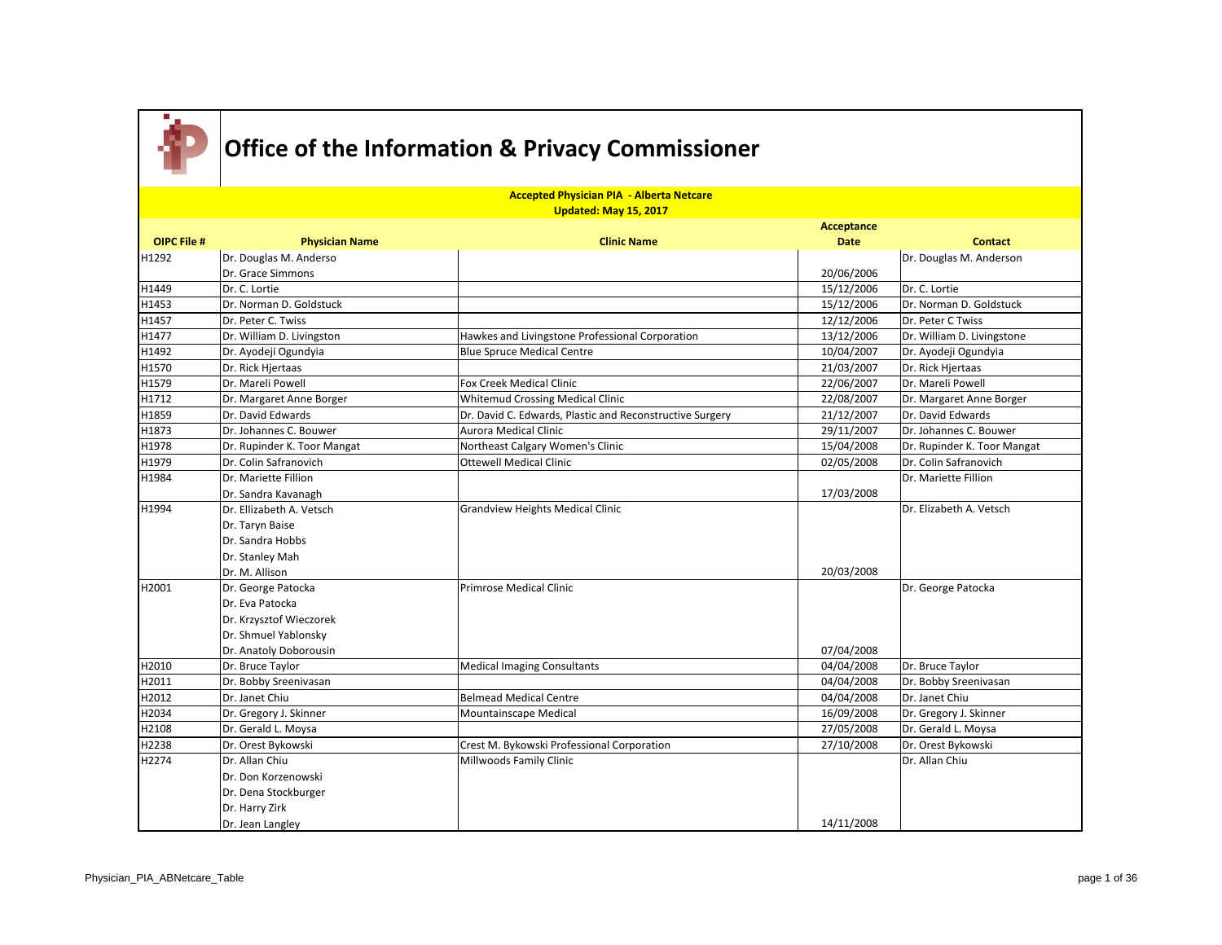# Office of the Information & Privacy Commissioner

**Accepted Physician PIA - Alberta Netcare**
**Updated: May 15, 2017**

| OIPC File # | Physician Name | Clinic Name | Acceptance Date | Contact |
|---|---|---|---|---|
| H1292 | Dr. Douglas M. Anderso<br>Dr. Grace Simmons | | 20/06/2006 | Dr. Douglas M. Anderson |
| H1449 | Dr. C. Lortie | | 15/12/2006 | Dr. C. Lortie |
| H1453 | Dr. Norman D. Goldstuck | | 15/12/2006 | Dr. Norman D. Goldstuck |
| H1457 | Dr. Peter C. Twiss | | 12/12/2006 | Dr. Peter C Twiss |
| H1477 | Dr. William D. Livingston | Hawkes and Livingstone Professional Corporation | 13/12/2006 | Dr. William D. Livingstone |
| H1492 | Dr. Ayodeji Ogundyia | Blue Spruce Medical Centre | 10/04/2007 | Dr. Ayodeji Ogundyia |
| H1570 | Dr. Rick Hjertaas | | 21/03/2007 | Dr. Rick Hjertaas |
| H1579 | Dr. Mareli Powell | Fox Creek Medical Clinic | 22/06/2007 | Dr. Mareli Powell |
| H1712 | Dr. Margaret Anne Borger | Whitemud Crossing Medical Clinic | 22/08/2007 | Dr. Margaret Anne Borger |
| H1859 | Dr. David Edwards | Dr. David C. Edwards, Plastic and Reconstructive Surgery | 21/12/2007 | Dr. David Edwards |
| H1873 | Dr. Johannes C. Bouwer | Aurora Medical Clinic | 29/11/2007 | Dr. Johannes C. Bouwer |
| H1978 | Dr. Rupinder K. Toor Mangat | Northeast Calgary Women's Clinic | 15/04/2008 | Dr. Rupinder K. Toor Mangat |
| H1979 | Dr. Colin Safranovich | Ottewell Medical Clinic | 02/05/2008 | Dr. Colin Safranovich |
| H1984 | Dr. Mariette Fillion<br>Dr. Sandra Kavanagh | | 17/03/2008 | Dr. Mariette Fillion |
| H1994 | Dr. Ellizabeth A. Vetsch<br>Dr. Taryn Baise<br>Dr. Sandra Hobbs<br>Dr. Stanley Mah<br>Dr. M. Allison | Grandview Heights Medical Clinic | 20/03/2008 | Dr. Elizabeth A. Vetsch |
| H2001 | Dr. George Patocka<br>Dr. Eva Patocka<br>Dr. Krzysztof Wieczorek<br>Dr. Shmuel Yablonsky<br>Dr. Anatoly Doborousin | Primrose Medical Clinic | 07/04/2008 | Dr. George Patocka |
| H2010 | Dr. Bruce Taylor | Medical Imaging Consultants | 04/04/2008 | Dr. Bruce Taylor |
| H2011 | Dr. Bobby Sreenivasan | | 04/04/2008 | Dr. Bobby Sreenivasan |
| H2012 | Dr. Janet Chiu | Belmead Medical Centre | 04/04/2008 | Dr. Janet Chiu |
| H2034 | Dr. Gregory J. Skinner | Mountainscape Medical | 16/09/2008 | Dr. Gregory J. Skinner |
| H2108 | Dr. Gerald L. Moysa | | 27/05/2008 | Dr. Gerald L. Moysa |
| H2238 | Dr. Orest Bykowski | Crest M. Bykowski Professional Corporation | 27/10/2008 | Dr. Orest Bykowski |
| H2274 | Dr. Allan Chiu<br>Dr. Don Korzenowski<br>Dr. Dena Stockburger<br>Dr. Harry Zirk<br>Dr. Jean Langley | Millwoods Family Clinic | 14/11/2008 | Dr. Allan Chiu |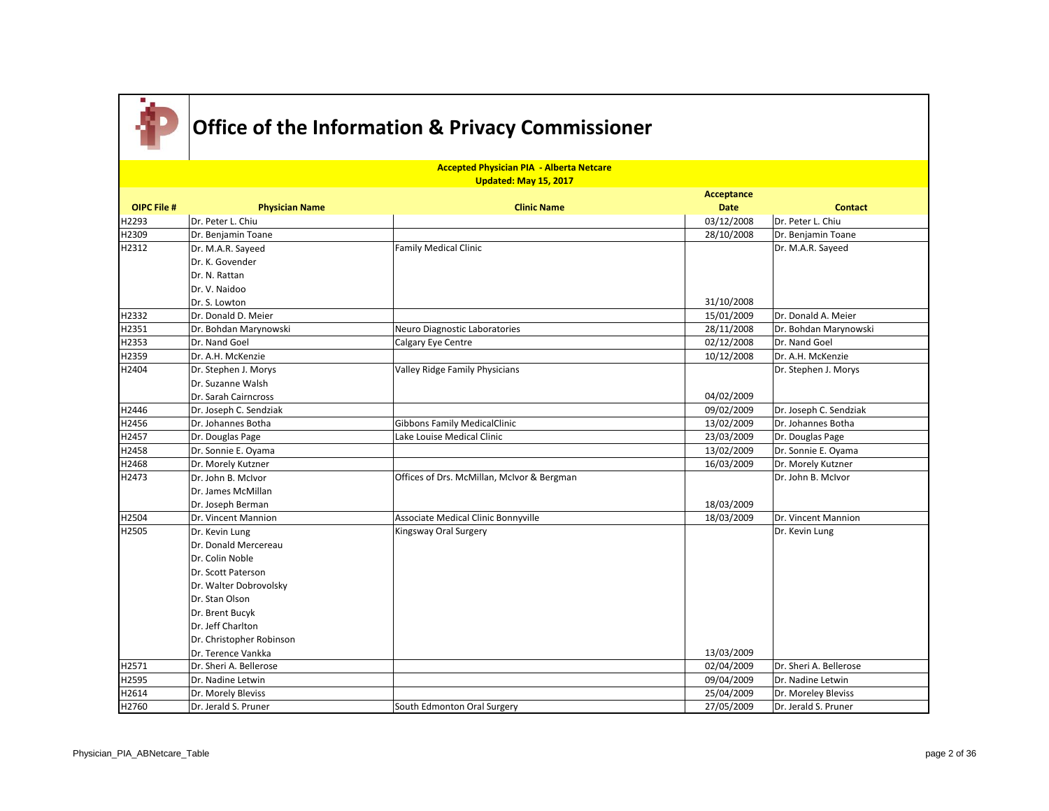# Office of the Information & Privacy Commissioner

**Accepted Physician PIA - Alberta Netcare**
**Updated: May 15, 2017**

| OIPC File # | Physician Name | Clinic Name | Acceptance Date | Contact |
|---|---|---|---|---|
| H2293 | Dr. Peter L. Chiu | | 03/12/2008 | Dr. Peter L. Chiu |
| H2309 | Dr. Benjamin Toane | | 28/10/2008 | Dr. Benjamin Toane |
| H2312 | Dr. M.A.R. Sayeed<br>Dr. K. Govender<br>Dr. N. Rattan<br>Dr. V. Naidoo<br>Dr. S. Lowton | Family Medical Clinic | 31/10/2008 | Dr. M.A.R. Sayeed |
| H2332 | Dr. Donald D. Meier | | 15/01/2009 | Dr. Donald A. Meier |
| H2351 | Dr. Bohdan Marynowski | Neuro Diagnostic Laboratories | 28/11/2008 | Dr. Bohdan Marynowski |
| H2353 | Dr. Nand Goel | Calgary Eye Centre | 02/12/2008 | Dr. Nand Goel |
| H2359 | Dr. A.H. McKenzie | | 10/12/2008 | Dr. A.H. McKenzie |
| H2404 | Dr. Stephen J. Morys<br>Dr. Suzanne Walsh<br>Dr. Sarah Cairncross | Valley Ridge Family Physicians | 04/02/2009 | Dr. Stephen J. Morys |
| H2446 | Dr. Joseph C. Sendziak | | 09/02/2009 | Dr. Joseph C. Sendziak |
| H2456 | Dr. Johannes Botha | Gibbons Family MedicalClinic | 13/02/2009 | Dr. Johannes Botha |
| H2457 | Dr. Douglas Page | Lake Louise Medical Clinic | 23/03/2009 | Dr. Douglas Page |
| H2458 | Dr. Sonnie E. Oyama | | 13/02/2009 | Dr. Sonnie E. Oyama |
| H2468 | Dr. Morely Kutzner | | 16/03/2009 | Dr. Morely Kutzner |
| H2473 | Dr. John B. McIvor<br>Dr. James McMillan<br>Dr. Joseph Berman | Offices of Drs. McMillan, McIvor & Bergman | 18/03/2009 | Dr. John B. McIvor |
| H2504 | Dr. Vincent Mannion | Associate Medical Clinic Bonnyville | 18/03/2009 | Dr. Vincent Mannion |
| H2505 | Dr. Kevin Lung<br>Dr. Donald Mercereau<br>Dr. Colin Noble<br>Dr. Scott Paterson<br>Dr. Walter Dobrovolsky<br>Dr. Stan Olson<br>Dr. Brent Bucyk<br>Dr. Jeff Charlton<br>Dr. Christopher Robinson<br>Dr. Terence Vankka | Kingsway Oral Surgery | 13/03/2009 | Dr. Kevin Lung |
| H2571 | Dr. Sheri A. Bellerose | | 02/04/2009 | Dr. Sheri A. Bellerose |
| H2595 | Dr. Nadine Letwin | | 09/04/2009 | Dr. Nadine Letwin |
| H2614 | Dr. Morely Bleviss | | 25/04/2009 | Dr. Moreley Bleviss |
| H2760 | Dr. Jerald S. Pruner | South Edmonton Oral Surgery | 27/05/2009 | Dr. Jerald S. Pruner |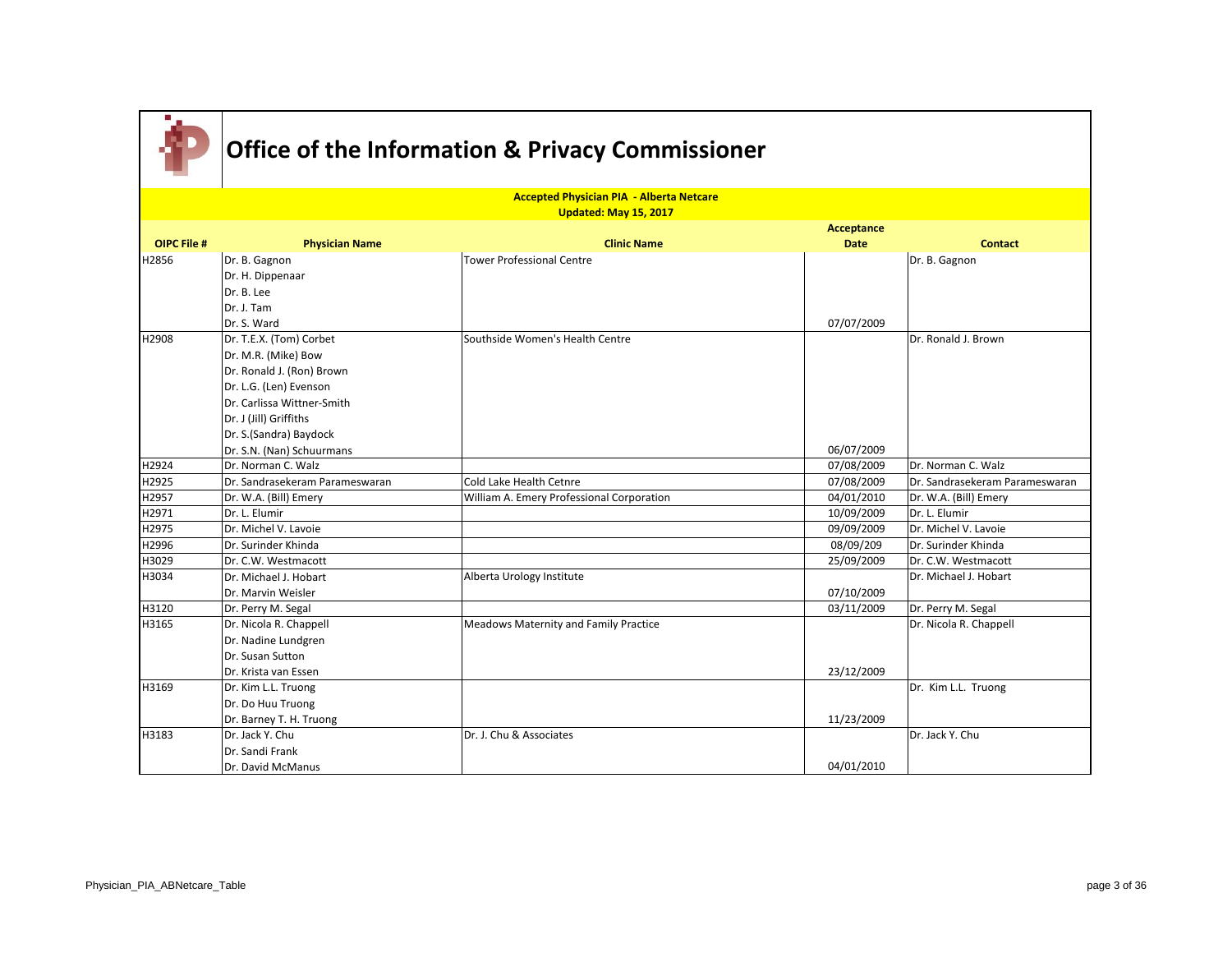# Office of the Information & Privacy Commissioner

**Accepted Physician PIA - Alberta Netcare**
**Updated: May 15, 2017**

| OIPC File # | Physician Name | Clinic Name | Acceptance Date | Contact |
|---|---|---|---|---|
| H2856 | Dr. B. Gagnon<br>Dr. H. Dippenaar<br>Dr. B. Lee<br>Dr. J. Tam<br>Dr. S. Ward | Tower Professional Centre | 07/07/2009 | Dr. B. Gagnon |
| H2908 | Dr. T.E.X. (Tom) Corbet<br>Dr. M.R. (Mike) Bow<br>Dr. Ronald J. (Ron) Brown<br>Dr. L.G. (Len) Evenson<br>Dr. Carlissa Wittner-Smith<br>Dr. J (Jill) Griffiths<br>Dr. S.(Sandra) Baydock<br>Dr. S.N. (Nan) Schuurmans | Southside Women's Health Centre | 06/07/2009 | Dr. Ronald J. Brown |
| H2924 | Dr. Norman C. Walz | | 07/08/2009 | Dr. Norman C. Walz |
| H2925 | Dr. Sandrasekeram Parameswaran | Cold Lake Health Cetnre | 07/08/2009 | Dr. Sandrasekeram Parameswaran |
| H2957 | Dr. W.A. (Bill) Emery | William A. Emery Professional Corporation | 04/01/2010 | Dr. W.A. (Bill) Emery |
| H2971 | Dr. L. Elumir | | 10/09/2009 | Dr. L. Elumir |
| H2975 | Dr. Michel V. Lavoie | | 09/09/2009 | Dr. Michel V. Lavoie |
| H2996 | Dr. Surinder Khinda | | 08/09/209 | Dr. Surinder Khinda |
| H3029 | Dr. C.W. Westmacott | | 25/09/2009 | Dr. C.W. Westmacott |
| H3034 | Dr. Michael J. Hobart<br>Dr. Marvin Weisler | Alberta Urology Institute | 07/10/2009 | Dr. Michael J. Hobart |
| H3120 | Dr. Perry M. Segal | | 03/11/2009 | Dr. Perry M. Segal |
| H3165 | Dr. Nicola R. Chappell<br>Dr. Nadine Lundgren<br>Dr. Susan Sutton<br>Dr. Krista van Essen | Meadows Maternity and Family Practice | 23/12/2009 | Dr. Nicola R. Chappell |
| H3169 | Dr. Kim L.L. Truong<br>Dr. Do Huu Truong<br>Dr. Barney T. H. Truong | | 11/23/2009 | Dr. Kim L.L. Truong |
| H3183 | Dr. Jack Y. Chu<br>Dr. Sandi Frank<br>Dr. David McManus | Dr. J. Chu & Associates | 04/01/2010 | Dr. Jack Y. Chu |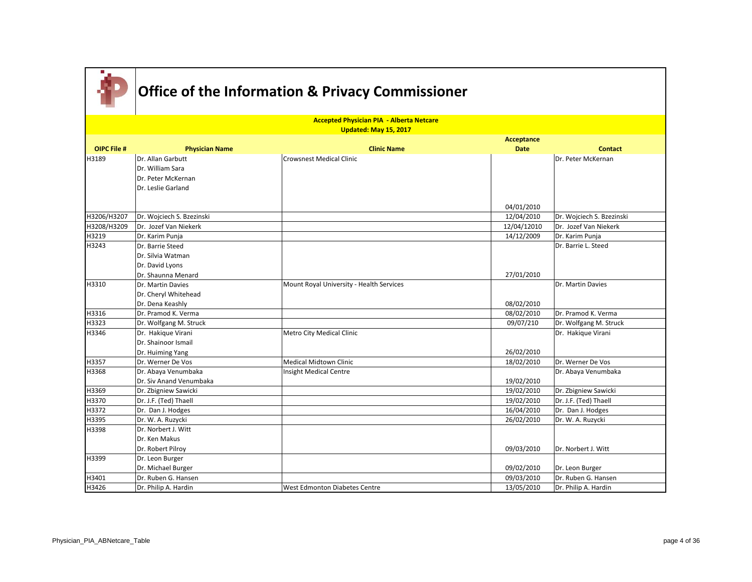# Office of the Information & Privacy Commissioner

**Accepted Physician PIA - Alberta Netcare**
**Updated: May 15, 2017**

| OIPC File # | Physician Name | Clinic Name | Acceptance Date | Contact |
|---|---|---|---|---|
| H3189 | Dr. Allan Garbutt<br>Dr. William Sara<br>Dr. Peter McKernan<br>Dr. Leslie Garland | Crowsnest Medical Clinic | 04/01/2010 | Dr. Peter McKernan |
| H3206/H3207 | Dr. Wojciech S. Bzezinski | | 12/04/2010 | Dr. Wojciech S. Bzezinski |
| H3208/H3209 | Dr. Jozef Van Niekerk | | 12/04/12010 | Dr. Jozef Van Niekerk |
| H3219 | Dr. Karim Punja | | 14/12/2009 | Dr. Karim Punja |
| H3243 | Dr. Barrie Steed<br>Dr. Silvia Watman<br>Dr. David Lyons<br>Dr. Shaunna Menard | | 27/01/2010 | Dr. Barrie L. Steed |
| H3310 | Dr. Martin Davies<br>Dr. Cheryl Whitehead<br>Dr. Dena Keashly | Mount Royal University - Health Services | 08/02/2010 | Dr. Martin Davies |
| H3316 | Dr. Pramod K. Verma | | 08/02/2010 | Dr. Pramod K. Verma |
| H3323 | Dr. Wolfgang M. Struck | | 09/07/210 | Dr. Wolfgang M. Struck |
| H3346 | Dr. Hakique Virani<br>Dr. Shainoor Ismail<br>Dr. Huiming Yang | Metro City Medical Clinic | 26/02/2010 | Dr. Hakique Virani |
| H3357 | Dr. Werner De Vos | Medical Midtown Clinic | 18/02/2010 | Dr. Werner De Vos |
| H3368 | Dr. Abaya Venumbaka<br>Dr. Siv Anand Venumbaka | Insight Medical Centre | 19/02/2010 | Dr. Abaya Venumbaka |
| H3369 | Dr. Zbigniew Sawicki | | 19/02/2010 | Dr. Zbigniew Sawicki |
| H3370 | Dr. J.F. (Ted) Thaell | | 19/02/2010 | Dr. J.F. (Ted) Thaell |
| H3372 | Dr. Dan J. Hodges | | 16/04/2010 | Dr. Dan J. Hodges |
| H3395 | Dr. W. A. Ruzycki | | 26/02/2010 | Dr. W. A. Ruzycki |
| H3398 | Dr. Norbert J. Witt<br>Dr. Ken Makus<br>Dr. Robert Pilroy | | 09/03/2010 | Dr. Norbert J. Witt |
| H3399 | Dr. Leon Burger<br>Dr. Michael Burger | | 09/02/2010 | Dr. Leon Burger |
| H3401 | Dr. Ruben G. Hansen | | 09/03/2010 | Dr. Ruben G. Hansen |
| H3426 | Dr. Philip A. Hardin | West Edmonton Diabetes Centre | 13/05/2010 | Dr. Philip A. Hardin |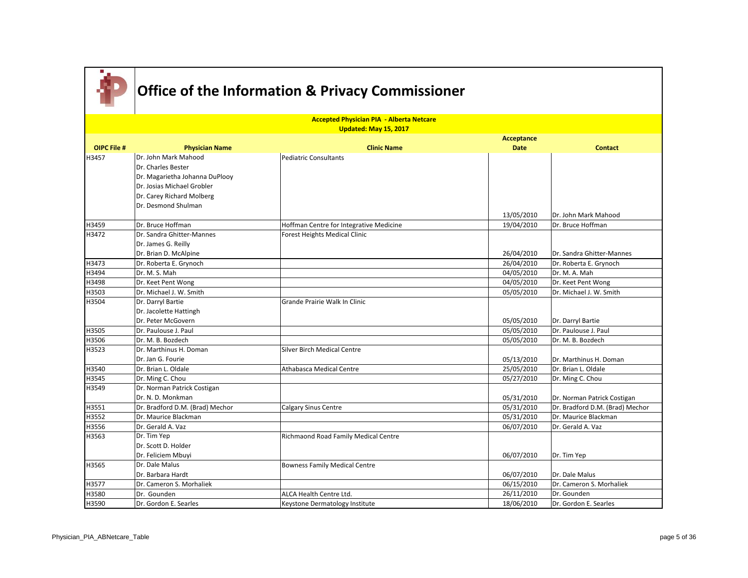# Office of the Information & Privacy Commissioner

**Accepted Physician PIA - Alberta Netcare**

**Updated: May 15, 2017**

| OIPC File # | Physician Name | Clinic Name | Acceptance Date | Contact |
|---|---|---|---|---|
| H3457 | Dr. John Mark Mahood<br>Dr. Charles Bester<br>Dr. Magarietha Johanna DuPlooy<br>Dr. Josias Michael Grobler<br>Dr. Carey Richard Molberg<br>Dr. Desmond Shulman | Pediatric Consultants | 13/05/2010 | Dr. John Mark Mahood |
| H3459 | Dr. Bruce Hoffman | Hoffman Centre for Integrative Medicine | 19/04/2010 | Dr. Bruce Hoffman |
| H3472 | Dr. Sandra Ghitter-Mannes<br>Dr. James G. Reilly<br>Dr. Brian D. McAlpine | Forest Heights Medical Clinic | 26/04/2010 | Dr. Sandra Ghitter-Mannes |
| H3473 | Dr. Roberta E. Grynoch | | 26/04/2010 | Dr. Roberta E. Grynoch |
| H3494 | Dr. M. S. Mah | | 04/05/2010 | Dr. M. A. Mah |
| H3498 | Dr. Keet Pent Wong | | 04/05/2010 | Dr. Keet Pent Wong |
| H3503 | Dr. Michael J. W. Smith | | 05/05/2010 | Dr. Michael J. W. Smith |
| H3504 | Dr. Darryl Bartie<br>Dr. Jacolette Hattingh<br>Dr. Peter McGovern | Grande Prairie Walk In Clinic | 05/05/2010 | Dr. Darryl Bartie |
| H3505 | Dr. Paulouse J. Paul | | 05/05/2010 | Dr. Paulouse J. Paul |
| H3506 | Dr. M. B. Bozdech | | 05/05/2010 | Dr. M. B. Bozdech |
| H3523 | Dr. Marthinus H. Doman<br>Dr. Jan G. Fourie | Silver Birch Medical Centre | 05/13/2010 | Dr. Marthinus H. Doman |
| H3540 | Dr. Brian L. Oldale | Athabasca Medical Centre | 25/05/2010 | Dr. Brian L. Oldale |
| H3545 | Dr. Ming C. Chou | | 05/27/2010 | Dr. Ming C. Chou |
| H3549 | Dr. Norman Patrick Costigan<br>Dr. N. D. Monkman | | 05/31/2010 | Dr. Norman Patrick Costigan |
| H3551 | Dr. Bradford D.M. (Brad) Mechor | Calgary Sinus Centre | 05/31/2010 | Dr. Bradford D.M. (Brad) Mechor |
| H3552 | Dr. Maurice Blackman | | 05/31/2010 | Dr. Maurice Blackman |
| H3556 | Dr. Gerald A. Vaz | | 06/07/2010 | Dr. Gerald A. Vaz |
| H3563 | Dr. Tim Yep<br>Dr. Scott D. Holder<br>Dr. Feliciem Mbuyi | Richmaond Road Family Medical Centre | 06/07/2010 | Dr. Tim Yep |
| H3565 | Dr. Dale Malus<br>Dr. Barbara Hardt | Bowness Family Medical Centre | 06/07/2010 | Dr. Dale Malus |
| H3577 | Dr. Cameron S. Morhaliek | | 06/15/2010 | Dr. Cameron S. Morhaliek |
| H3580 | Dr. Gounden | ALCA Health Centre Ltd. | 26/11/2010 | Dr. Gounden |
| H3590 | Dr. Gordon E. Searles | Keystone Dermatology Institute | 18/06/2010 | Dr. Gordon E. Searles |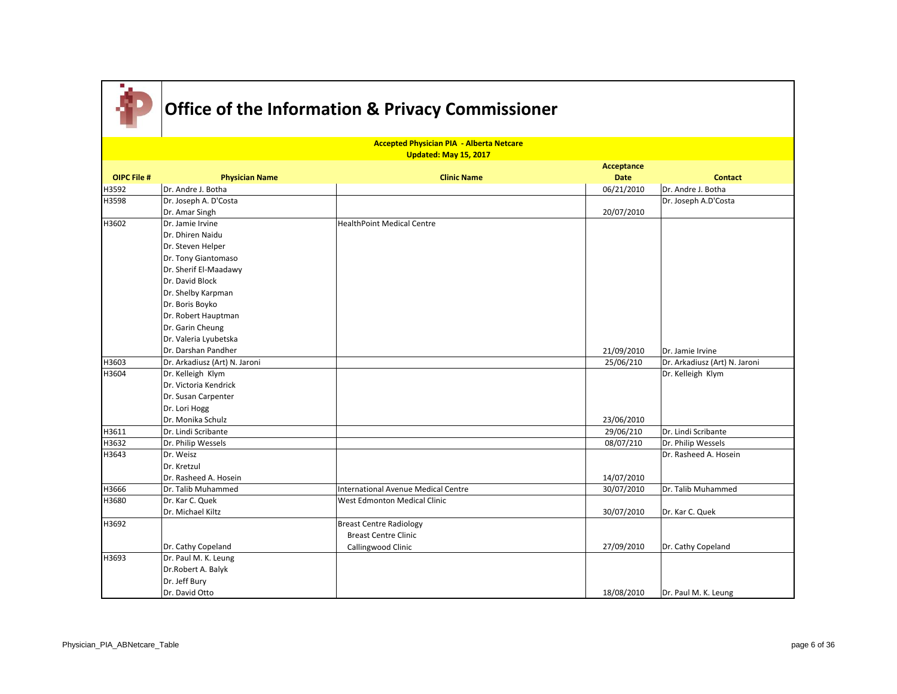# Office of the Information & Privacy Commissioner

**Accepted Physician PIA - Alberta Netcare**
**Updated: May 15, 2017**

| OIPC File # | Physician Name | Clinic Name | Acceptance Date | Contact |
|---|---|---|---|---|
| H3592 | Dr. Andre J. Botha | | 06/21/2010 | Dr. Andre J. Botha |
| H3598 | Dr. Joseph A. D'Costa<br>Dr. Amar Singh | | 20/07/2010 | Dr. Joseph A.D'Costa |
| H3602 | Dr. Jamie Irvine<br>Dr. Dhiren Naidu<br>Dr. Steven Helper<br>Dr. Tony Giantomaso<br>Dr. Sherif El-Maadawy<br>Dr. David Block<br>Dr. Shelby Karpman<br>Dr. Boris Boyko<br>Dr. Robert Hauptman<br>Dr. Garin Cheung<br>Dr. Valeria Lyubetska<br>Dr. Darshan Pandher | HealthPoint Medical Centre | 21/09/2010 | Dr. Jamie Irvine |
| H3603 | Dr. Arkadiusz (Art) N. Jaroni | | 25/06/210 | Dr. Arkadiusz (Art) N. Jaroni |
| H3604 | Dr. Kelleigh Klym<br>Dr. Victoria Kendrick<br>Dr. Susan Carpenter<br>Dr. Lori Hogg<br>Dr. Monika Schulz | | 23/06/2010 | Dr. Kelleigh Klym |
| H3611 | Dr. Lindi Scribante | | 29/06/210 | Dr. Lindi Scribante |
| H3632 | Dr. Philip Wessels | | 08/07/210 | Dr. Philip Wessels |
| H3643 | Dr. Weisz<br>Dr. Kretzul<br>Dr. Rasheed A. Hosein | | 14/07/2010 | Dr. Rasheed A. Hosein |
| H3666 | Dr. Talib Muhammed | International Avenue Medical Centre | 30/07/2010 | Dr. Talib Muhammed |
| H3680 | Dr. Kar C. Quek<br>Dr. Michael Kiltz | West Edmonton Medical Clinic | 30/07/2010 | Dr. Kar C. Quek |
| H3692 | Dr. Cathy Copeland | Breast Centre Radiology<br>Breast Centre Clinic<br>Callingwood Clinic | 27/09/2010 | Dr. Cathy Copeland |
| H3693 | Dr. Paul M. K. Leung<br>Dr.Robert A. Balyk<br>Dr. Jeff Bury<br>Dr. David Otto | | 18/08/2010 | Dr. Paul M. K. Leung |

Physician_PIA_ABNetcare_Table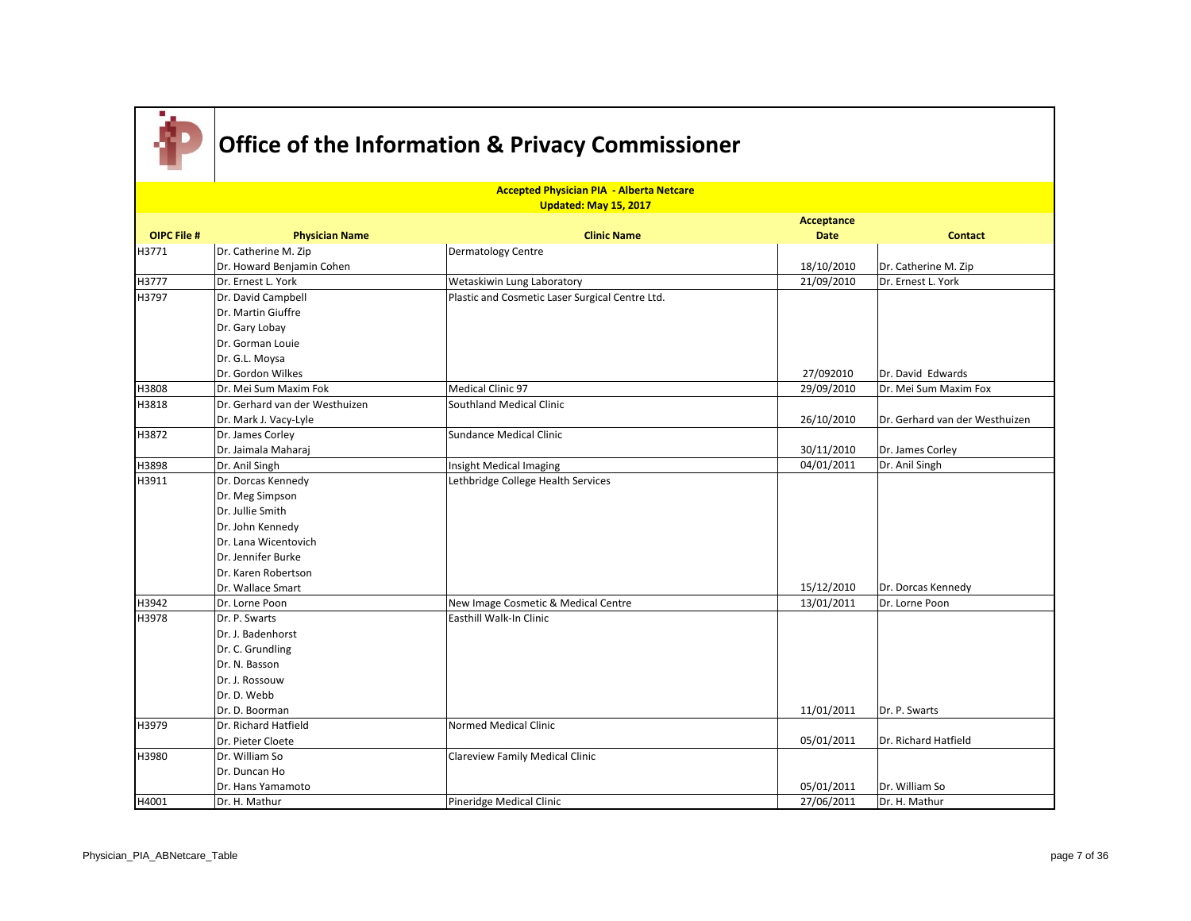# Office of the Information & Privacy Commissioner

**Accepted Physician PIA - Alberta Netcare**
**Updated: May 15, 2017**

| OIPC File # | Physician Name | Clinic Name | Acceptance Date | Contact |
|---|---|---|---|---|
| H3771 | Dr. Catherine M. Zip<br>Dr. Howard Benjamin Cohen | Dermatology Centre | 18/10/2010 | Dr. Catherine M. Zip |
| H3777 | Dr. Ernest L. York | Wetaskiwin Lung Laboratory | 21/09/2010 | Dr. Ernest L. York |
| H3797 | Dr. David Campbell<br>Dr. Martin Giuffre<br>Dr. Gary Lobay<br>Dr. Gorman Louie<br>Dr. G.L. Moysa<br>Dr. Gordon Wilkes | Plastic and Cosmetic Laser Surgical Centre Ltd. | 27/092010 | Dr. David Edwards |
| H3808 | Dr. Mei Sum Maxim Fok | Medical Clinic 97 | 29/09/2010 | Dr. Mei Sum Maxim Fox |
| H3818 | Dr. Gerhard van der Westhuizen<br>Dr. Mark J. Vacy-Lyle | Southland Medical Clinic | 26/10/2010 | Dr. Gerhard van der Westhuizen |
| H3872 | Dr. James Corley<br>Dr. Jaimala Maharaj | Sundance Medical Clinic | 30/11/2010 | Dr. James Corley |
| H3898 | Dr. Anil Singh | Insight Medical Imaging | 04/01/2011 | Dr. Anil Singh |
| H3911 | Dr. Dorcas Kennedy<br>Dr. Meg Simpson<br>Dr. Jullie Smith<br>Dr. John Kennedy<br>Dr. Lana Wicentovich<br>Dr. Jennifer Burke<br>Dr. Karen Robertson<br>Dr. Wallace Smart | Lethbridge College Health Services | 15/12/2010 | Dr. Dorcas Kennedy |
| H3942 | Dr. Lorne Poon | New Image Cosmetic & Medical Centre | 13/01/2011 | Dr. Lorne Poon |
| H3978 | Dr. P. Swarts<br>Dr. J. Badenhorst<br>Dr. C. Grundling<br>Dr. N. Basson<br>Dr. J. Rossouw<br>Dr. D. Webb<br>Dr. D. Boorman | Easthill Walk-In Clinic | 11/01/2011 | Dr. P. Swarts |
| H3979 | Dr. Richard Hatfield<br>Dr. Pieter Cloete | Normed Medical Clinic | 05/01/2011 | Dr. Richard Hatfield |
| H3980 | Dr. William So<br>Dr. Duncan Ho<br>Dr. Hans Yamamoto | Clareview Family Medical Clinic | 05/01/2011 | Dr. William So |
| H4001 | Dr. H. Mathur | Pineridge Medical Clinic | 27/06/2011 | Dr. H. Mathur |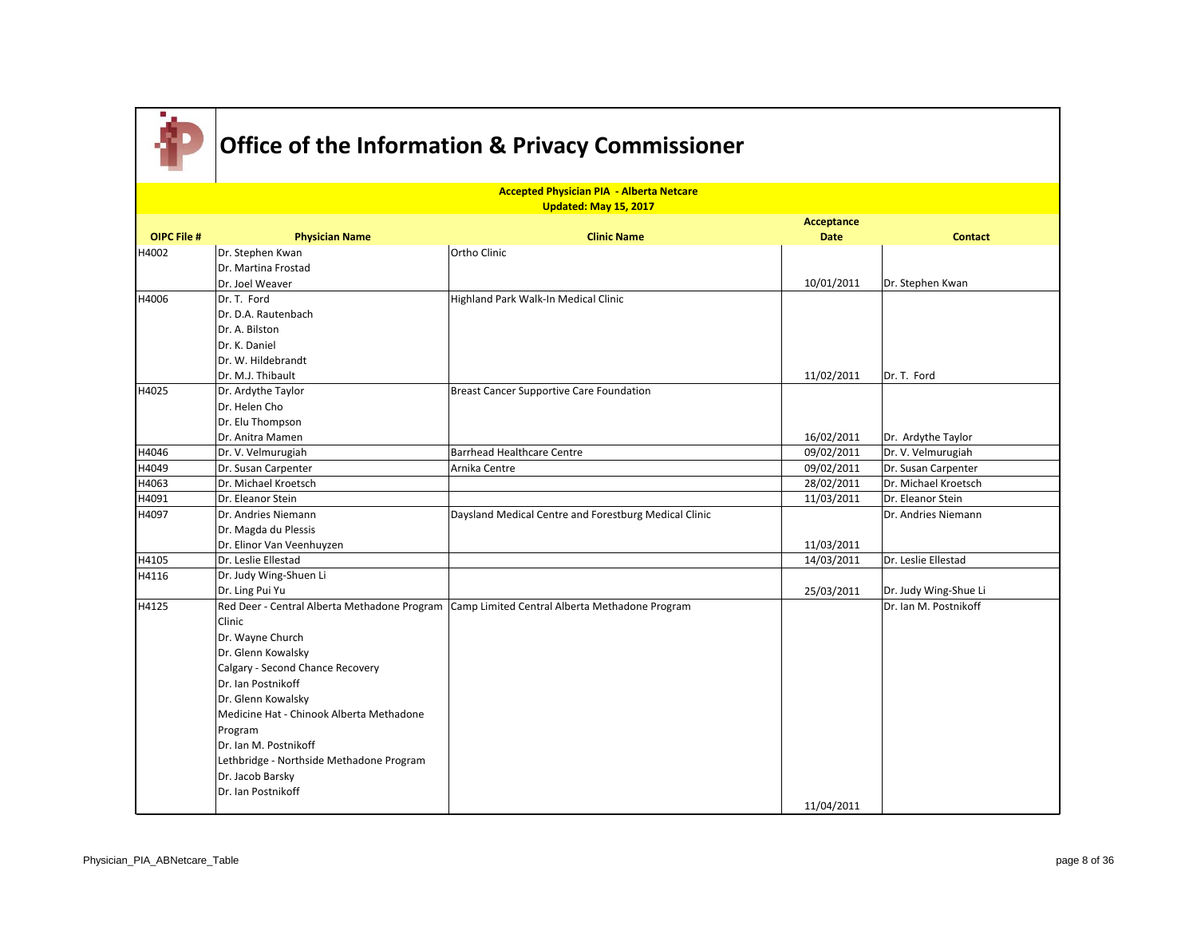# Office of the Information & Privacy Commissioner

**Accepted Physician PIA - Alberta Netcare**
**Updated: May 15, 2017**

| OIPC File # | Physician Name | Clinic Name | Acceptance Date | Contact |
|---|---|---|---|---|
| H4002 | Dr. Stephen Kwan<br>Dr. Martina Frostad<br>Dr. Joel Weaver | Ortho Clinic | 10/01/2011 | Dr. Stephen Kwan |
| H4006 | Dr. T. Ford<br>Dr. D.A. Rautenbach<br>Dr. A. Bilston<br>Dr. K. Daniel<br>Dr. W. Hildebrandt<br>Dr. M.J. Thibault | Highland Park Walk-In Medical Clinic | 11/02/2011 | Dr. T. Ford |
| H4025 | Dr. Ardythe Taylor<br>Dr. Helen Cho<br>Dr. Elu Thompson<br>Dr. Anitra Mamen | Breast Cancer Supportive Care Foundation | 16/02/2011 | Dr. Ardythe Taylor |
| H4046 | Dr. V. Velmurugiah | Barrhead Healthcare Centre | 09/02/2011 | Dr. V. Velmurugiah |
| H4049 | Dr. Susan Carpenter | Arnika Centre | 09/02/2011 | Dr. Susan Carpenter |
| H4063 | Dr. Michael Kroetsch | | 28/02/2011 | Dr. Michael Kroetsch |
| H4091 | Dr. Eleanor Stein | | 11/03/2011 | Dr. Eleanor Stein |
| H4097 | Dr. Andries Niemann<br>Dr. Magda du Plessis<br>Dr. Elinor Van Veenhuyzen | Daysland Medical Centre and Forestburg Medical Clinic | 11/03/2011 | Dr. Andries Niemann |
| H4105 | Dr. Leslie Ellestad | | 14/03/2011 | Dr. Leslie Ellestad |
| H4116 | Dr. Judy Wing-Shuen Li<br>Dr. Ling Pui Yu | | 25/03/2011 | Dr. Judy Wing-Shue Li |
| H4125 | Red Deer - Central Alberta Methadone Program Clinic<br>Dr. Wayne Church<br>Dr. Glenn Kowalsky<br>Calgary - Second Chance Recovery<br>Dr. Ian Postnikoff<br>Dr. Glenn Kowalsky<br>Medicine Hat - Chinook Alberta Methadone Program<br>Dr. Ian M. Postnikoff<br>Lethbridge - Northside Methadone Program<br>Dr. Jacob Barsky<br>Dr. Ian Postnikoff | Camp Limited Central Alberta Methadone Program | 11/04/2011 | Dr. Ian M. Postnikoff |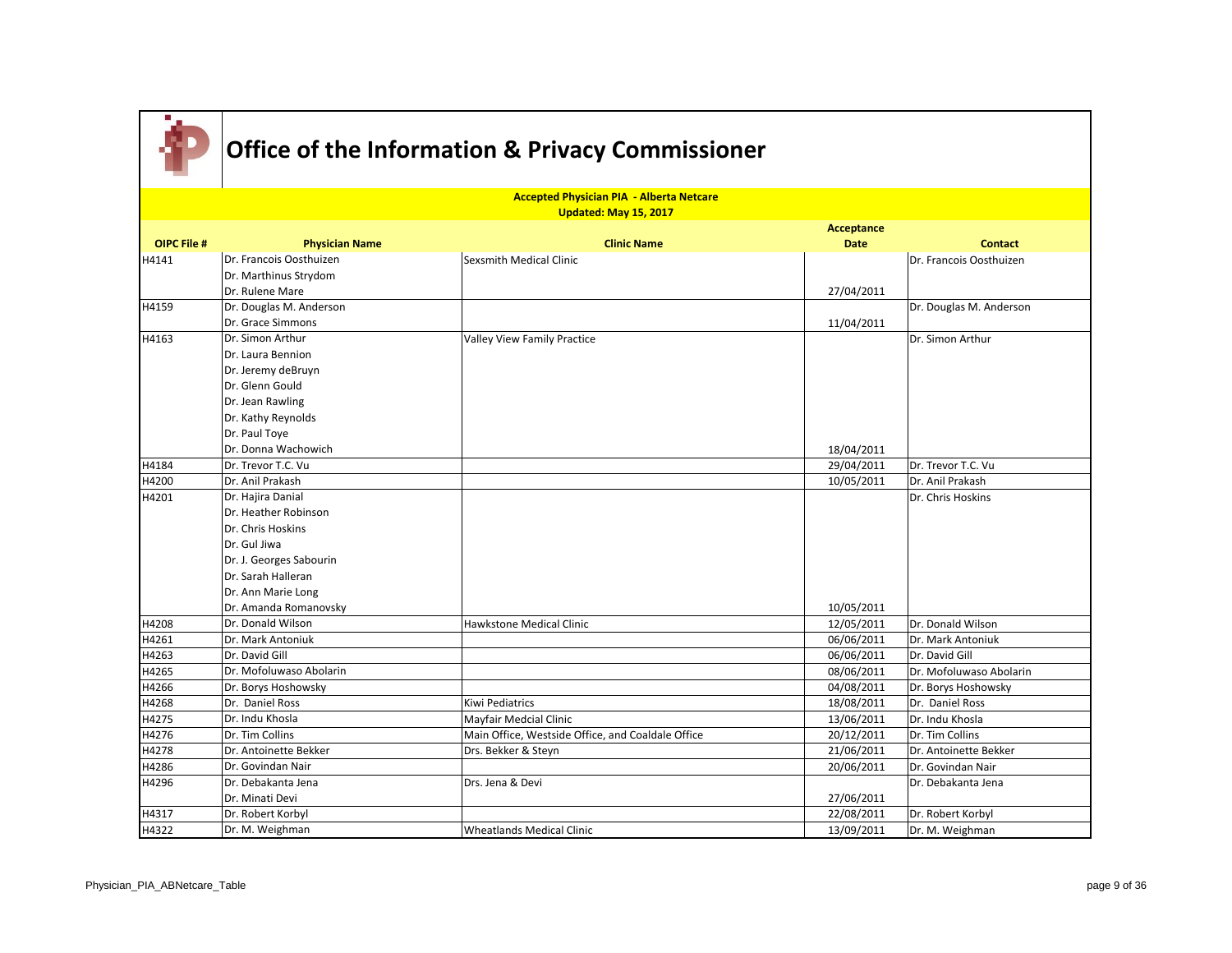# Office of the Information & Privacy Commissioner

**Accepted Physician PIA - Alberta Netcare**
**Updated: May 15, 2017**

| OIPC File # | Physician Name | Clinic Name | Acceptance Date | Contact |
|---|---|---|---|---|
| H4141 | Dr. Francois Oosthuizen<br>Dr. Marthinus Strydom<br>Dr. Rulene Mare | Sexsmith Medical Clinic | 27/04/2011 | Dr. Francois Oosthuizen |
| H4159 | Dr. Douglas M. Anderson<br>Dr. Grace Simmons | | 11/04/2011 | Dr. Douglas M. Anderson |
| H4163 | Dr. Simon Arthur<br>Dr. Laura Bennion<br>Dr. Jeremy deBruyn<br>Dr. Glenn Gould<br>Dr. Jean Rawling<br>Dr. Kathy Reynolds<br>Dr. Paul Toye<br>Dr. Donna Wachowich | Valley View Family Practice | 18/04/2011 | Dr. Simon Arthur |
| H4184 | Dr. Trevor T.C. Vu | | 29/04/2011 | Dr. Trevor T.C. Vu |
| H4200 | Dr. Anil Prakash | | 10/05/2011 | Dr. Anil Prakash |
| H4201 | Dr. Hajira Danial<br>Dr. Heather Robinson<br>Dr. Chris Hoskins<br>Dr. Gul Jiwa<br>Dr. J. Georges Sabourin<br>Dr. Sarah Halleran<br>Dr. Ann Marie Long<br>Dr. Amanda Romanovsky | | 10/05/2011 | Dr. Chris Hoskins |
| H4208 | Dr. Donald Wilson | Hawkstone Medical Clinic | 12/05/2011 | Dr. Donald Wilson |
| H4261 | Dr. Mark Antoniuk | | 06/06/2011 | Dr. Mark Antoniuk |
| H4263 | Dr. David Gill | | 06/06/2011 | Dr. David Gill |
| H4265 | Dr. Mofoluwaso Abolarin | | 08/06/2011 | Dr. Mofoluwaso Abolarin |
| H4266 | Dr. Borys Hoshowsky | | 04/08/2011 | Dr. Borys Hoshowsky |
| H4268 | Dr. Daniel Ross | Kiwi Pediatrics | 18/08/2011 | Dr. Daniel Ross |
| H4275 | Dr. Indu Khosla | Mayfair Medcial Clinic | 13/06/2011 | Dr. Indu Khosla |
| H4276 | Dr. Tim Collins | Main Office, Westside Office, and Coaldale Office | 20/12/2011 | Dr. Tim Collins |
| H4278 | Dr. Antoinette Bekker | Drs. Bekker & Steyn | 21/06/2011 | Dr. Antoinette Bekker |
| H4286 | Dr. Govindan Nair | | 20/06/2011 | Dr. Govindan Nair |
| H4296 | Dr. Debakanta Jena<br>Dr. Minati Devi | Drs. Jena & Devi | 27/06/2011 | Dr. Debakanta Jena |
| H4317 | Dr. Robert Korbyl | | 22/08/2011 | Dr. Robert Korbyl |
| H4322 | Dr. M. Weighman | Wheatlands Medical Clinic | 13/09/2011 | Dr. M. Weighman |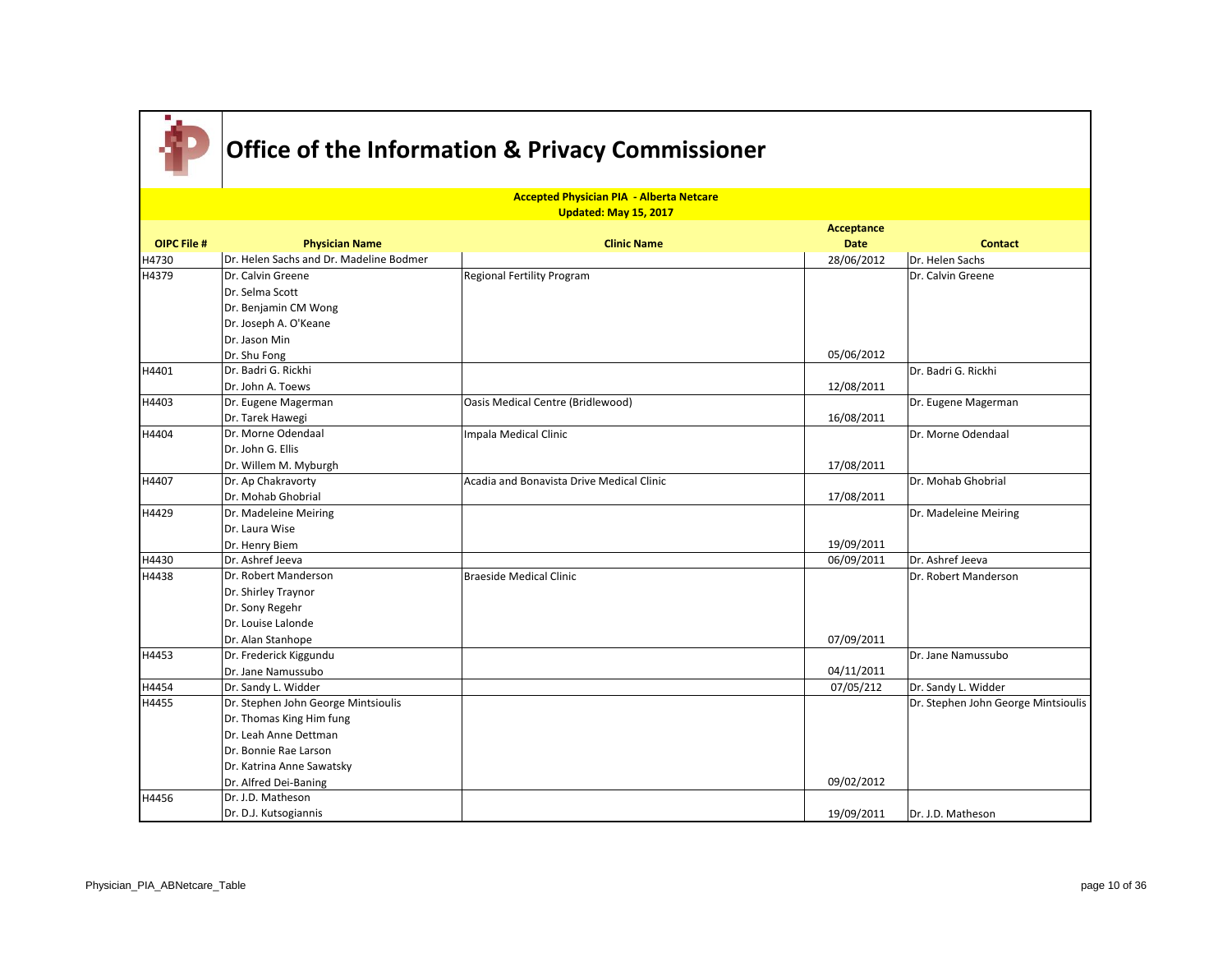# Office of the Information & Privacy Commissioner

**Accepted Physician PIA - Alberta Netcare**
**Updated: May 15, 2017**

| OIPC File # | Physician Name | Clinic Name | Acceptance Date | Contact |
|---|---|---|---|---|
| H4730 | Dr. Helen Sachs and Dr. Madeline Bodmer | | 28/06/2012 | Dr. Helen Sachs |
| H4379 | Dr. Calvin Greene<br>Dr. Selma Scott<br>Dr. Benjamin CM Wong<br>Dr. Joseph A. O'Keane<br>Dr. Jason Min<br>Dr. Shu Fong | Regional Fertility Program | 05/06/2012 | Dr. Calvin Greene |
| H4401 | Dr. Badri G. Rickhi<br>Dr. John A. Toews | | 12/08/2011 | Dr. Badri G. Rickhi |
| H4403 | Dr. Eugene Magerman<br>Dr. Tarek Hawegi | Oasis Medical Centre (Bridlewood) | 16/08/2011 | Dr. Eugene Magerman |
| H4404 | Dr. Morne Odendaal<br>Dr. John G. Ellis<br>Dr. Willem M. Myburgh | Impala Medical Clinic | 17/08/2011 | Dr. Morne Odendaal |
| H4407 | Dr. Ap Chakravorty<br>Dr. Mohab Ghobrial | Acadia and Bonavista Drive Medical Clinic | 17/08/2011 | Dr. Mohab Ghobrial |
| H4429 | Dr. Madeleine Meiring<br>Dr. Laura Wise<br>Dr. Henry Biem | | 19/09/2011 | Dr. Madeleine Meiring |
| H4430 | Dr. Ashref Jeeva | | 06/09/2011 | Dr. Ashref Jeeva |
| H4438 | Dr. Robert Manderson<br>Dr. Shirley Traynor<br>Dr. Sony Regehr<br>Dr. Louise Lalonde<br>Dr. Alan Stanhope | Braeside Medical Clinic | 07/09/2011 | Dr. Robert Manderson |
| H4453 | Dr. Frederick Kiggundu<br>Dr. Jane Namussubo | | 04/11/2011 | Dr. Jane Namussubo |
| H4454 | Dr. Sandy L. Widder | | 07/05/212 | Dr. Sandy L. Widder |
| H4455 | Dr. Stephen John George Mintsioulis<br>Dr. Thomas King Him fung<br>Dr. Leah Anne Dettman<br>Dr. Bonnie Rae Larson<br>Dr. Katrina Anne Sawatsky<br>Dr. Alfred Dei-Baning | | 09/02/2012 | Dr. Stephen John George Mintsioulis |
| H4456 | Dr. J.D. Matheson<br>Dr. D.J. Kutsogiannis | | 19/09/2011 | Dr. J.D. Matheson |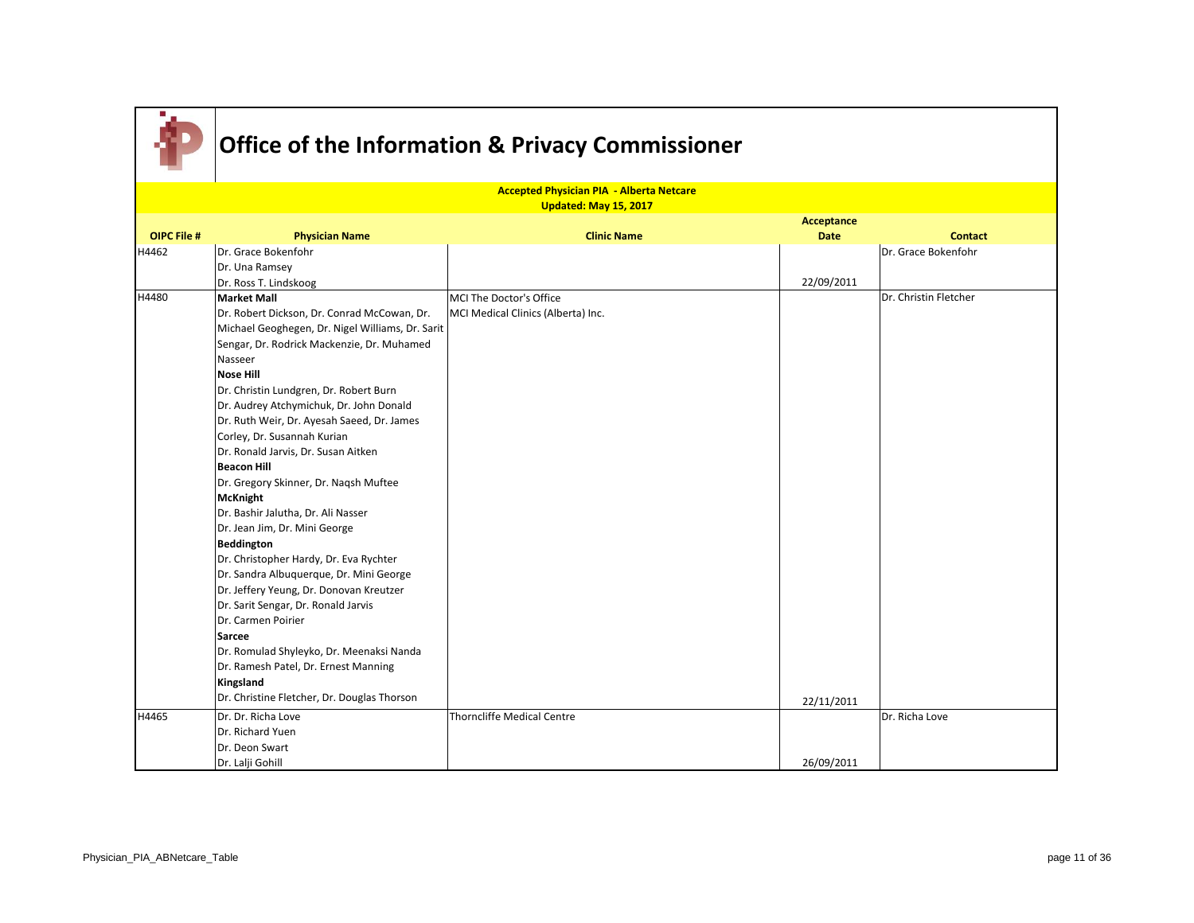# Office of the Information & Privacy Commissioner

**Accepted Physician PIA - Alberta Netcare**
**Updated: May 15, 2017**

| OIPC File # | Physician Name | Clinic Name | Acceptance Date | Contact |
|---|---|---|---|---|
| H4462 | Dr. Grace Bokenfohr<br>Dr. Una Ramsey<br>Dr. Ross T. Lindskoog | | 22/09/2011 | Dr. Grace Bokenfohr |
| H4480 | **Market Mall**<br>Dr. Robert Dickson, Dr. Conrad McCowan, Dr. Michael Geoghegen, Dr. Nigel Williams, Dr. Sarit Sengar, Dr. Rodrick Mackenzie, Dr. Muhamed Nasseer<br>**Nose Hill**<br>Dr. Christin Lundgren, Dr. Robert Burn<br>Dr. Audrey Atchymichuk, Dr. John Donald<br>Dr. Ruth Weir, Dr. Ayesah Saeed, Dr. James Corley, Dr. Susannah Kurian<br>Dr. Ronald Jarvis, Dr. Susan Aitken<br>**Beacon Hill**<br>Dr. Gregory Skinner, Dr. Naqsh Muftee<br>**McKnight**<br>Dr. Bashir Jalutha, Dr. Ali Nasser<br>Dr. Jean Jim, Dr. Mini George<br>**Beddington**<br>Dr. Christopher Hardy, Dr. Eva Rychter<br>Dr. Sandra Albuquerque, Dr. Mini George<br>Dr. Jeffery Yeung, Dr. Donovan Kreutzer<br>Dr. Sarit Sengar, Dr. Ronald Jarvis<br>Dr. Carmen Poirier<br>**Sarcee**<br>Dr. Romulad Shyleyko, Dr. Meenaksi Nanda<br>Dr. Ramesh Patel, Dr. Ernest Manning<br>**Kingsland**<br>Dr. Christine Fletcher, Dr. Douglas Thorson | MCI The Doctor's Office<br>MCI Medical Clinics (Alberta) Inc. | 22/11/2011 | Dr. Christin Fletcher |
| H4465 | Dr. Dr. Richa Love<br>Dr. Richard Yuen<br>Dr. Deon Swart<br>Dr. Lalji Gohill | Thorncliffe Medical Centre | 26/09/2011 | Dr. Richa Love |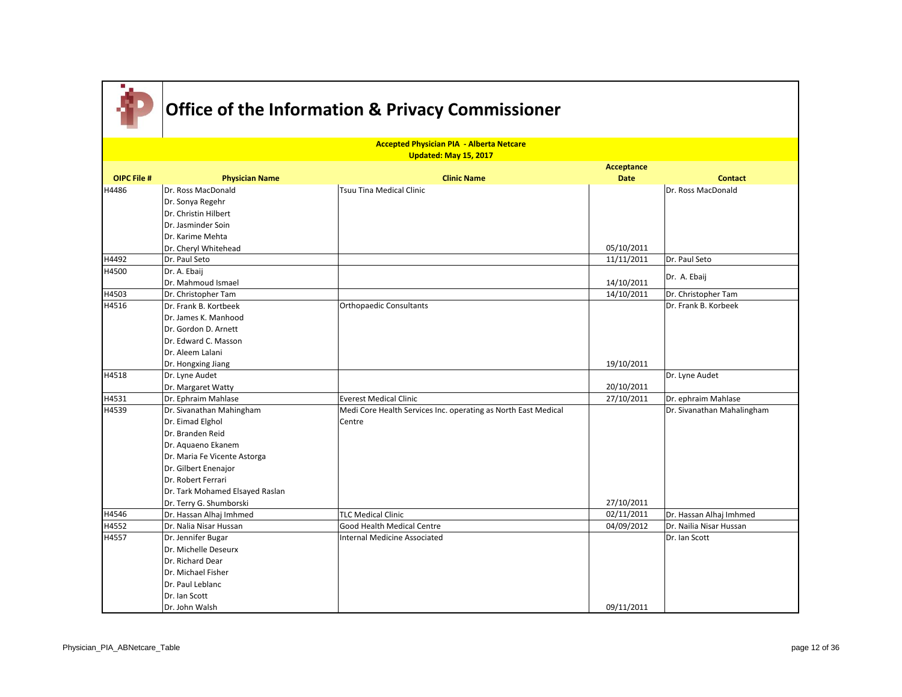# Office of the Information & Privacy Commissioner

**Accepted Physician PIA - Alberta Netcare**
**Updated: May 15, 2017**

| OIPC File # | Physician Name | Clinic Name | Acceptance Date | Contact |
|---|---|---|---|---|
| H4486 | Dr. Ross MacDonald<br>Dr. Sonya Regehr<br>Dr. Christin Hilbert<br>Dr. Jasminder Soin<br>Dr. Karime Mehta<br>Dr. Cheryl Whitehead | Tsuu Tina Medical Clinic | 05/10/2011 | Dr. Ross MacDonald |
| H4492 | Dr. Paul Seto | | 11/11/2011 | Dr. Paul Seto |
| H4500 | Dr. A. Ebaij<br>Dr. Mahmoud Ismael | | 14/10/2011 | Dr. A. Ebaij |
| H4503 | Dr. Christopher Tam | | 14/10/2011 | Dr. Christopher Tam |
| H4516 | Dr. Frank B. Kortbeek<br>Dr. James K. Manhood<br>Dr. Gordon D. Arnett<br>Dr. Edward C. Masson<br>Dr. Aleem Lalani<br>Dr. Hongxing Jiang | Orthopaedic Consultants | 19/10/2011 | Dr. Frank B. Korbeek |
| H4518 | Dr. Lyne Audet<br>Dr. Margaret Watty | | 20/10/2011 | Dr. Lyne Audet |
| H4531 | Dr. Ephraim Mahlase | Everest Medical Clinic | 27/10/2011 | Dr. ephraim Mahlase |
| H4539 | Dr. Sivanathan Mahingham<br>Dr. Eimad Elghol<br>Dr. Branden Reid<br>Dr. Aquaeno Ekanem<br>Dr. Maria Fe Vicente Astorga<br>Dr. Gilbert Enenajor<br>Dr. Robert Ferrari<br>Dr. Tark Mohamed Elsayed Raslan<br>Dr. Terry G. Shumborski | Medi Core Health Services Inc. operating as North East Medical Centre | 27/10/2011 | Dr. Sivanathan Mahalingham |
| H4546 | Dr. Hassan Alhaj Imhmed | TLC Medical Clinic | 02/11/2011 | Dr. Hassan Alhaj Imhmed |
| H4552 | Dr. Nalia Nisar Hussan | Good Health Medical Centre | 04/09/2012 | Dr. Nailia Nisar Hussan |
| H4557 | Dr. Jennifer Bugar<br>Dr. Michelle Deseurx<br>Dr. Richard Dear<br>Dr. Michael Fisher<br>Dr. Paul Leblanc<br>Dr. Ian Scott<br>Dr. John Walsh | Internal Medicine Associated | 09/11/2011 | Dr. Ian Scott |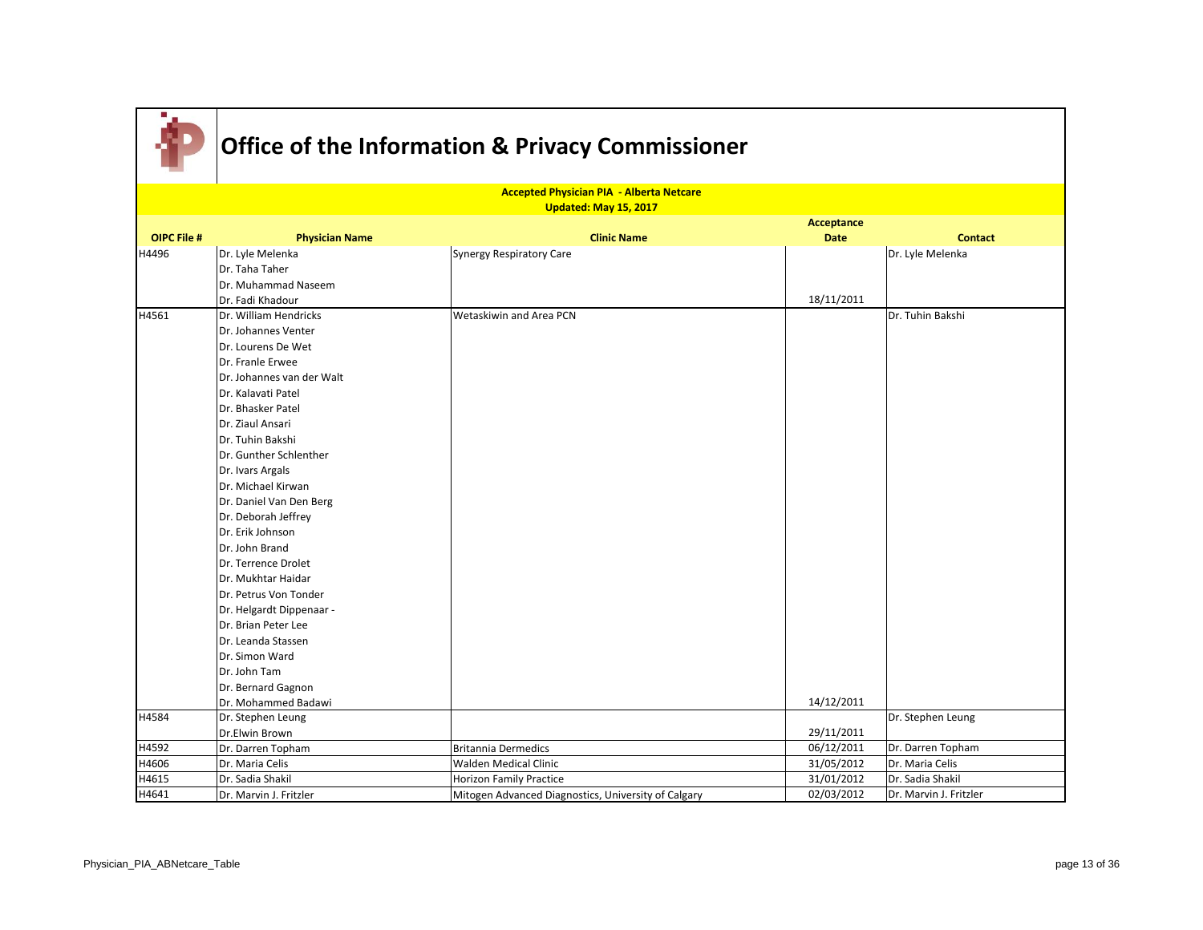# Office of the Information & Privacy Commissioner

**Accepted Physician PIA - Alberta Netcare**
**Updated: May 15, 2017**

| OIPC File # | Physician Name | Clinic Name | Acceptance Date | Contact |
|---|---|---|---|---|
| H4496 | Dr. Lyle Melenka<br>Dr. Taha Taher<br>Dr. Muhammad Naseem<br>Dr. Fadi Khadour | Synergy Respiratory Care | 18/11/2011 | Dr. Lyle Melenka |
| H4561 | Dr. William Hendricks<br>Dr. Johannes Venter<br>Dr. Lourens De Wet<br>Dr. Franle Erwee<br>Dr. Johannes van der Walt<br>Dr. Kalavati Patel<br>Dr. Bhasker Patel<br>Dr. Ziaul Ansari<br>Dr. Tuhin Bakshi<br>Dr. Gunther Schlenther<br>Dr. Ivars Argals<br>Dr. Michael Kirwan<br>Dr. Daniel Van Den Berg<br>Dr. Deborah Jeffrey<br>Dr. Erik Johnson<br>Dr. John Brand<br>Dr. Terrence Drolet<br>Dr. Mukhtar Haidar<br>Dr. Petrus Von Tonder<br>Dr. Helgardt Dippenaar -<br>Dr. Brian Peter Lee<br>Dr. Leanda Stassen<br>Dr. Simon Ward<br>Dr. John Tam<br>Dr. Bernard Gagnon<br>Dr. Mohammed Badawi | Wetaskiwin and Area PCN | 14/12/2011 | Dr. Tuhin Bakshi |
| H4584 | Dr. Stephen Leung<br>Dr.Elwin Brown | | 29/11/2011 | Dr. Stephen Leung |
| H4592 | Dr. Darren Topham | Britannia Dermedics | 06/12/2011 | Dr. Darren Topham |
| H4606 | Dr. Maria Celis | Walden Medical Clinic | 31/05/2012 | Dr. Maria Celis |
| H4615 | Dr. Sadia Shakil | Horizon Family Practice | 31/01/2012 | Dr. Sadia Shakil |
| H4641 | Dr. Marvin J. Fritzler | Mitogen Advanced Diagnostics, University of Calgary | 02/03/2012 | Dr. Marvin J. Fritzler |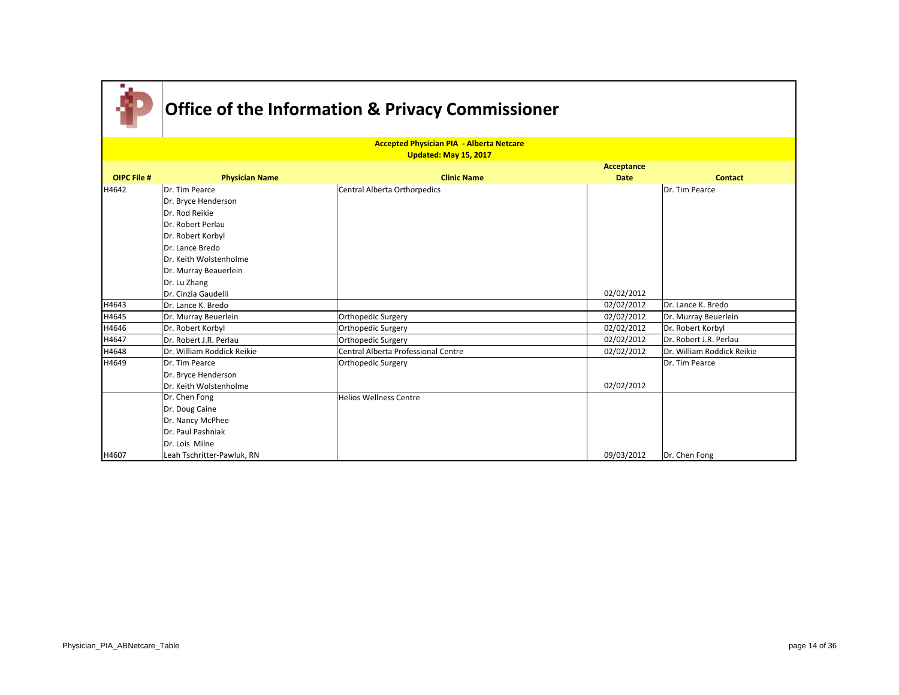# Office of the Information & Privacy Commissioner

**Accepted Physician PIA - Alberta Netcare**
**Updated: May 15, 2017**

| OIPC File # | Physician Name | Clinic Name | Acceptance Date | Contact |
|---|---|---|---|---|
| H4642 | Dr. Tim Pearce<br>Dr. Bryce Henderson<br>Dr. Rod Reikie<br>Dr. Robert Perlau<br>Dr. Robert Korbyl<br>Dr. Lance Bredo<br>Dr. Keith Wolstenholme<br>Dr. Murray Beauerlein<br>Dr. Lu Zhang<br>Dr. Cinzia Gaudelli | Central Alberta Orthorpedics | 02/02/2012 | Dr. Tim Pearce |
| H4643 | Dr. Lance K. Bredo | | 02/02/2012 | Dr. Lance K. Bredo |
| H4645 | Dr. Murray Beuerlein | Orthopedic Surgery | 02/02/2012 | Dr. Murray Beuerlein |
| H4646 | Dr. Robert Korbyl | Orthopedic Surgery | 02/02/2012 | Dr. Robert Korbyl |
| H4647 | Dr. Robert J.R. Perlau | Orthopedic Surgery | 02/02/2012 | Dr. Robert J.R. Perlau |
| H4648 | Dr. William Roddick Reikie | Central Alberta Professional Centre | 02/02/2012 | Dr. William Roddick Reikie |
| H4649 | Dr. Tim Pearce<br>Dr. Bryce Henderson<br>Dr. Keith Wolstenholme | Orthopedic Surgery | 02/02/2012 | Dr. Tim Pearce |
| H4607 | Dr. Chen Fong<br>Dr. Doug Caine<br>Dr. Nancy McPhee<br>Dr. Paul Pashniak<br>Dr. Lois Milne<br>Leah Tschritter-Pawluk, RN | Helios Wellness Centre | 09/03/2012 | Dr. Chen Fong |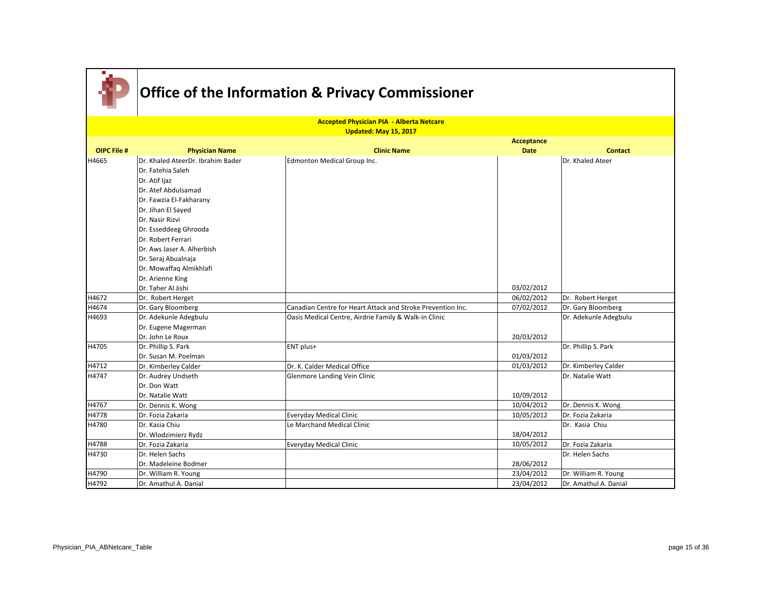# Office of the Information & Privacy Commissioner

**Accepted Physician PIA - Alberta Netcare**
**Updated: May 15, 2017**

| OIPC File # | Physician Name | Clinic Name | Acceptance Date | Contact |
|---|---|---|---|---|
| H4665 | Dr. Khaled AteerDr. Ibrahim Bader<br>Dr. Fatehia Saleh<br>Dr. Atif Ijaz<br>Dr. Atef Abdulsamad<br>Dr. Fawzia El-Fakharany<br>Dr. Jihan El Sayed<br>Dr. Nasir Rizvi<br>Dr. Esseddeeg Ghrooda<br>Dr. Robert Ferrari<br>Dr. Aws Jaser A. Alherbish<br>Dr. Seraj Abualnaja<br>Dr. Mowaffaq Almikhlafi<br>Dr. Arienne King<br>Dr. Taher Al Jishi | Edmonton Medical Group Inc. | 03/02/2012 | Dr. Khaled Ateer |
| H4672 | Dr. Robert Herget | | 06/02/2012 | Dr. Robert Herget |
| H4674 | Dr. Gary Bloomberg | Canadian Centre for Heart Attack and Stroke Prevention Inc. | 07/02/2012 | Dr. Gary Bloomberg |
| H4693 | Dr. Adekunle Adegbulu<br>Dr. Eugene Magerman<br>Dr. John Le Roux | Oasis Medical Centre, Airdrie Family & Walk-in Clinic | 20/03/2012 | Dr. Adekunle Adegbulu |
| H4705 | Dr. Phillip S. Park<br>Dr. Susan M. Poelman | ENT plus+ | 01/03/2012 | Dr. Phillip S. Park |
| H4712 | Dr. Kimberley Calder | Dr. K. Calder Medical Office | 01/03/2012 | Dr. Kimberley Calder |
| H4747 | Dr. Audrey Undseth<br>Dr. Don Watt<br>Dr. Natalie Watt | Glenmore Landing Vein Clinic | 10/09/2012 | Dr. Natalie Watt |
| H4767 | Dr. Dennis K. Wong | | 10/04/2012 | Dr. Dennis K. Wong |
| H4778 | Dr. Fozia Zakaria | Everyday Medical Clinic | 10/05/2012 | Dr. Fozia Zakaria |
| H4780 | Dr. Kasia Chiu<br>Dr. Wlodzimierz Rydz | Le Marchand Medical Clinic | 18/04/2012 | Dr. Kasia Chiu |
| H4788 | Dr. Fozia Zakaria | Everyday Medical Clinic | 10/05/2012 | Dr. Fozia Zakaria |
| H4730 | Dr. Helen Sachs<br>Dr. Madeleine Bodmer | | 28/06/2012 | Dr. Helen Sachs |
| H4790 | Dr. William R. Young | | 23/04/2012 | Dr. William R. Young |
| H4792 | Dr. Amathul A. Danial | | 23/04/2012 | Dr. Amathul A. Danial |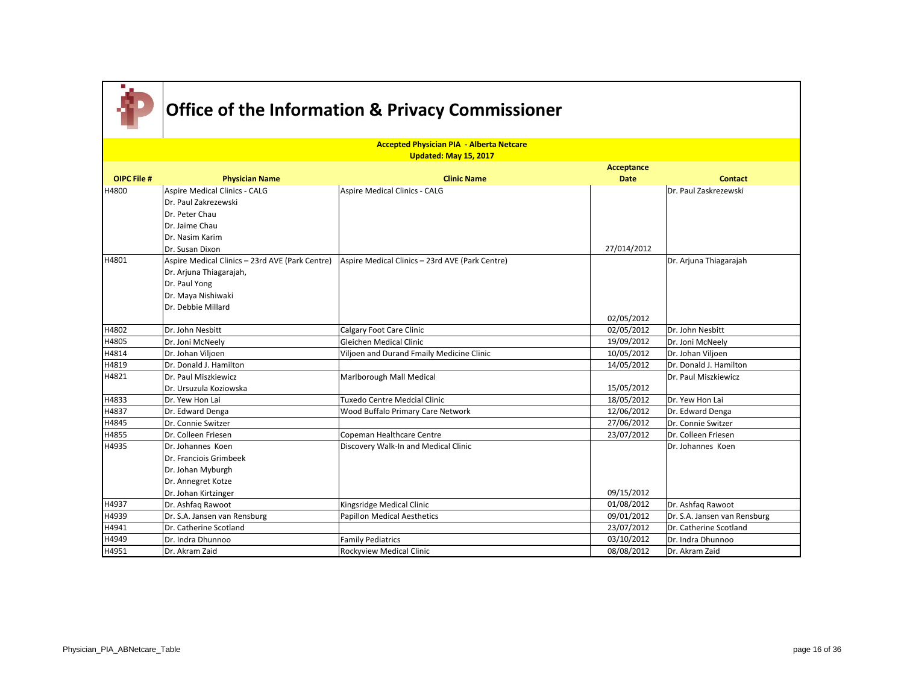# Office of the Information & Privacy Commissioner

**Accepted Physician PIA - Alberta Netcare**
**Updated: May 15, 2017**

| OIPC File # | Physician Name | Clinic Name | Acceptance Date | Contact |
|---|---|---|---|---|
| H4800 | Aspire Medical Clinics - CALG<br>Dr. Paul Zakrezewski<br>Dr. Peter Chau<br>Dr. Jaime Chau<br>Dr. Nasim Karim<br>Dr. Susan Dixon | Aspire Medical Clinics - CALG | 27/014/2012 | Dr. Paul Zaskrezewski |
| H4801 | Aspire Medical Clinics – 23rd AVE (Park Centre)<br>Dr. Arjuna Thiagarajah,<br>Dr. Paul Yong<br>Dr. Maya Nishiwaki<br>Dr. Debbie Millard | Aspire Medical Clinics – 23rd AVE (Park Centre) | 02/05/2012 | Dr. Arjuna Thiagarajah |
| H4802 | Dr. John Nesbitt | Calgary Foot Care Clinic | 02/05/2012 | Dr. John Nesbitt |
| H4805 | Dr. Joni McNeely | Gleichen Medical Clinic | 19/09/2012 | Dr. Joni McNeely |
| H4814 | Dr. Johan Viljoen | Viljoen and Durand Fmaily Medicine Clinic | 10/05/2012 | Dr. Johan Viljoen |
| H4819 | Dr. Donald J. Hamilton | | 14/05/2012 | Dr. Donald J. Hamilton |
| H4821 | Dr. Paul Miszkiewicz<br>Dr. Ursuzula Koziowska | Marlborough Mall Medical | 15/05/2012 | Dr. Paul Miszkiewicz |
| H4833 | Dr. Yew Hon Lai | Tuxedo Centre Medcial Clinic | 18/05/2012 | Dr. Yew Hon Lai |
| H4837 | Dr. Edward Denga | Wood Buffalo Primary Care Network | 12/06/2012 | Dr. Edward Denga |
| H4845 | Dr. Connie Switzer | | 27/06/2012 | Dr. Connie Switzer |
| H4855 | Dr. Colleen Friesen | Copeman Healthcare Centre | 23/07/2012 | Dr. Colleen Friesen |
| H4935 | Dr. Johannes Koen<br>Dr. Franciois Grimbeek<br>Dr. Johan Myburgh<br>Dr. Annegret Kotze<br>Dr. Johan Kirtzinger | Discovery Walk-In and Medical Clinic | 09/15/2012 | Dr. Johannes Koen |
| H4937 | Dr. Ashfaq Rawoot | Kingsridge Medical Clinic | 01/08/2012 | Dr. Ashfaq Rawoot |
| H4939 | Dr. S.A. Jansen van Rensburg | Papillon Medical Aesthetics | 09/01/2012 | Dr. S.A. Jansen van Rensburg |
| H4941 | Dr. Catherine Scotland | | 23/07/2012 | Dr. Catherine Scotland |
| H4949 | Dr. Indra Dhunnoo | Family Pediatrics | 03/10/2012 | Dr. Indra Dhunnoo |
| H4951 | Dr. Akram Zaid | Rockyview Medical Clinic | 08/08/2012 | Dr. Akram Zaid |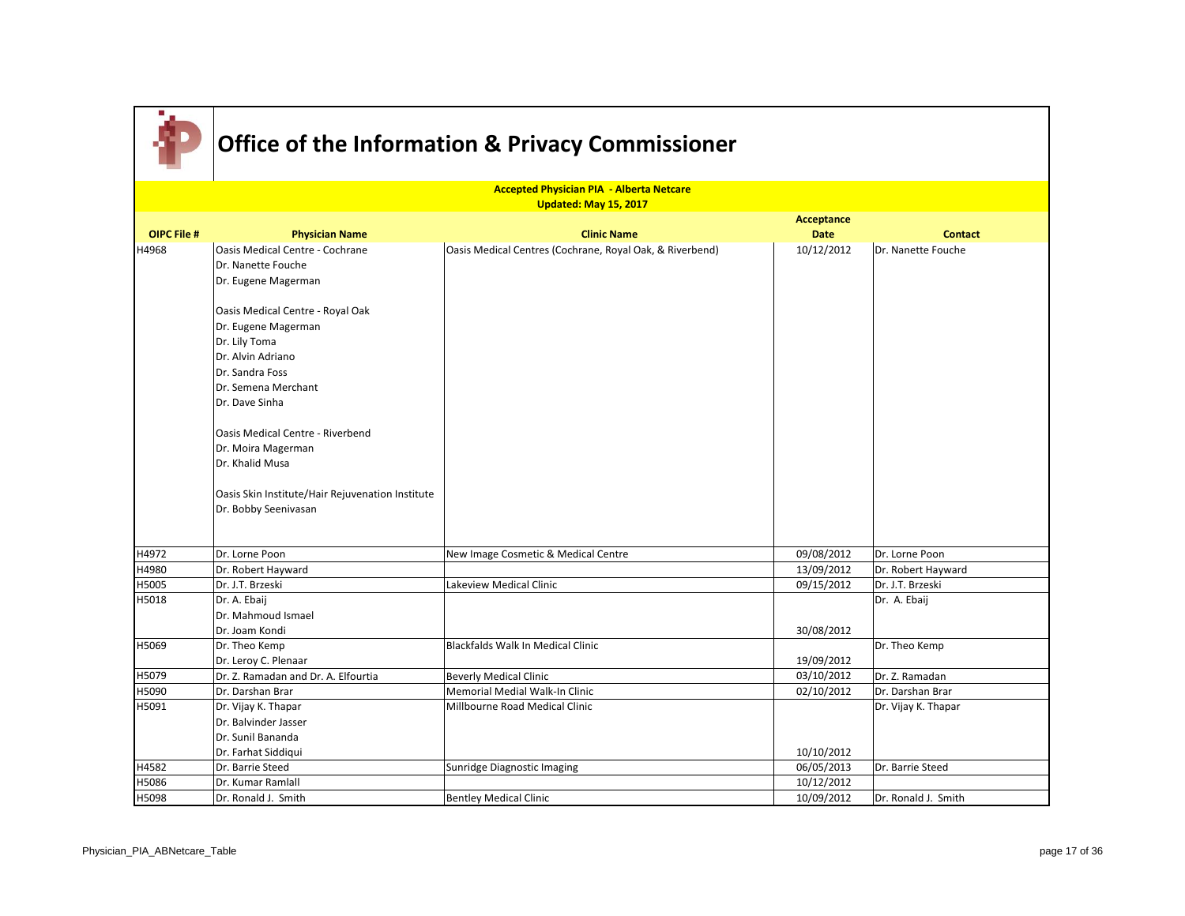# Office of the Information & Privacy Commissioner

**Accepted Physician PIA - Alberta Netcare**
**Updated: May 15, 2017**

| OIPC File # | Physician Name | Clinic Name | Acceptance Date | Contact |
|---|---|---|---|---|
| H4968 | Oasis Medical Centre - Cochrane<br>Dr. Nanette Fouche<br>Dr. Eugene Magerman<br><br>Oasis Medical Centre - Royal Oak<br>Dr. Eugene Magerman<br>Dr. Lily Toma<br>Dr. Alvin Adriano<br>Dr. Sandra Foss<br>Dr. Semena Merchant<br>Dr. Dave Sinha<br><br>Oasis Medical Centre - Riverbend<br>Dr. Moira Magerman<br>Dr. Khalid Musa<br><br>Oasis Skin Institute/Hair Rejuvenation Institute<br>Dr. Bobby Seenivasan | Oasis Medical Centres (Cochrane, Royal Oak, & Riverbend) | 10/12/2012 | Dr. Nanette Fouche |
| H4972 | Dr. Lorne Poon | New Image Cosmetic & Medical Centre | 09/08/2012 | Dr. Lorne Poon |
| H4980 | Dr. Robert Hayward | | 13/09/2012 | Dr. Robert Hayward |
| H5005 | Dr. J.T. Brzeski | Lakeview Medical Clinic | 09/15/2012 | Dr. J.T. Brzeski |
| H5018 | Dr. A. Ebaij<br>Dr. Mahmoud Ismael<br>Dr. Joam Kondi | | 30/08/2012 | Dr. A. Ebaij |
| H5069 | Dr. Theo Kemp<br>Dr. Leroy C. Plenaar | Blackfalds Walk In Medical Clinic | 19/09/2012 | Dr. Theo Kemp |
| H5079 | Dr. Z. Ramadan and Dr. A. Elfourtia | Beverly Medical Clinic | 03/10/2012 | Dr. Z. Ramadan |
| H5090 | Dr. Darshan Brar | Memorial Medial Walk-In Clinic | 02/10/2012 | Dr. Darshan Brar |
| H5091 | Dr. Vijay K. Thapar<br>Dr. Balvinder Jasser<br>Dr. Sunil Bananda<br>Dr. Farhat Siddiqui | Millbourne Road Medical Clinic | 10/10/2012 | Dr. Vijay K. Thapar |
| H4582 | Dr. Barrie Steed | Sunridge Diagnostic Imaging | 06/05/2013 | Dr. Barrie Steed |
| H5086 | Dr. Kumar Ramlall | | 10/12/2012 | |
| H5098 | Dr. Ronald J. Smith | Bentley Medical Clinic | 10/09/2012 | Dr. Ronald J. Smith |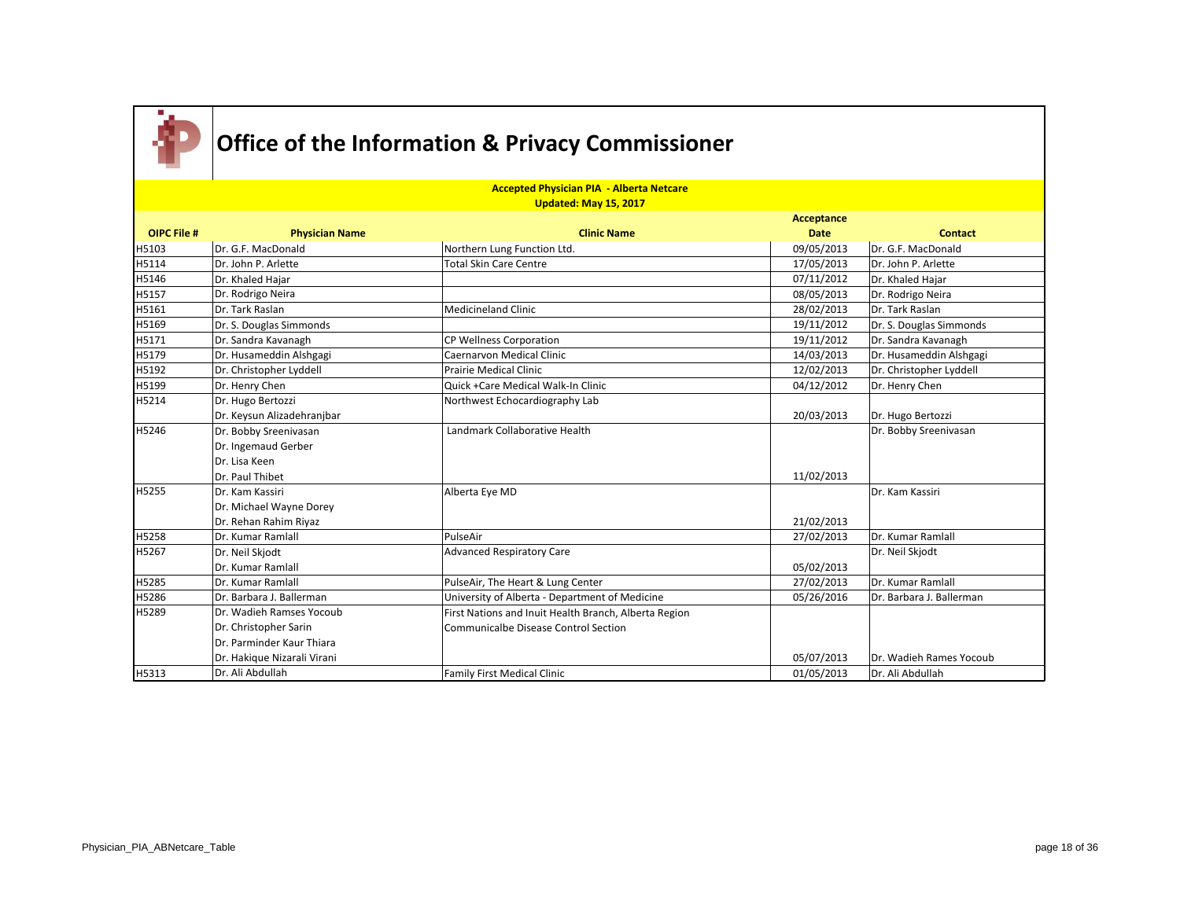# Office of the Information & Privacy Commissioner

**Accepted Physician PIA - Alberta Netcare**
**Updated: May 15, 2017**

| OIPC File # | Physician Name | Clinic Name | Acceptance Date | Contact |
|---|---|---|---|---|
| H5103 | Dr. G.F. MacDonald | Northern Lung Function Ltd. | 09/05/2013 | Dr. G.F. MacDonald |
| H5114 | Dr. John P. Arlette | Total Skin Care Centre | 17/05/2013 | Dr. John P. Arlette |
| H5146 | Dr. Khaled Hajar | | 07/11/2012 | Dr. Khaled Hajar |
| H5157 | Dr. Rodrigo Neira | | 08/05/2013 | Dr. Rodrigo Neira |
| H5161 | Dr. Tark Raslan | Medicineland Clinic | 28/02/2013 | Dr. Tark Raslan |
| H5169 | Dr. S. Douglas Simmonds | | 19/11/2012 | Dr. S. Douglas Simmonds |
| H5171 | Dr. Sandra Kavanagh | CP Wellness Corporation | 19/11/2012 | Dr. Sandra Kavanagh |
| H5179 | Dr. Husameddin Alshgagi | Caernarvon Medical Clinic | 14/03/2013 | Dr. Husameddin Alshgagi |
| H5192 | Dr. Christopher Lyddell | Prairie Medical Clinic | 12/02/2013 | Dr. Christopher Lyddell |
| H5199 | Dr. Henry Chen | Quick +Care Medical Walk-In Clinic | 04/12/2012 | Dr. Henry Chen |
| H5214 | Dr. Hugo Bertozzi<br>Dr. Keysun Alizadehranjbar | Northwest Echocardiography Lab | 20/03/2013 | Dr. Hugo Bertozzi |
| H5246 | Dr. Bobby Sreenivasan<br>Dr. Ingemaud Gerber<br>Dr. Lisa Keen<br>Dr. Paul Thibet | Landmark Collaborative Health | 11/02/2013 | Dr. Bobby Sreenivasan |
| H5255 | Dr. Kam Kassiri<br>Dr. Michael Wayne Dorey<br>Dr. Rehan Rahim Riyaz | Alberta Eye MD | 21/02/2013 | Dr. Kam Kassiri |
| H5258 | Dr. Kumar Ramlall | PulseAir | 27/02/2013 | Dr. Kumar Ramlall |
| H5267 | Dr. Neil Skjodt<br>Dr. Kumar Ramlall | Advanced Respiratory Care | 05/02/2013 | Dr. Neil Skjodt |
| H5285 | Dr. Kumar Ramlall | PulseAir, The Heart & Lung Center | 27/02/2013 | Dr. Kumar Ramlall |
| H5286 | Dr. Barbara J. Ballerman | University of Alberta - Department of Medicine | 05/26/2016 | Dr. Barbara J. Ballerman |
| H5289 | Dr. Wadieh Ramses Yocoub<br>Dr. Christopher Sarin<br>Dr. Parminder Kaur Thiara<br>Dr. Hakique Nizarali Virani | First Nations and Inuit Health Branch, Alberta Region<br>Communicalbe Disease Control Section | 05/07/2013 | Dr. Wadieh Rames Yocoub |
| H5313 | Dr. Ali Abdullah | Family First Medical Clinic | 01/05/2013 | Dr. Ali Abdullah |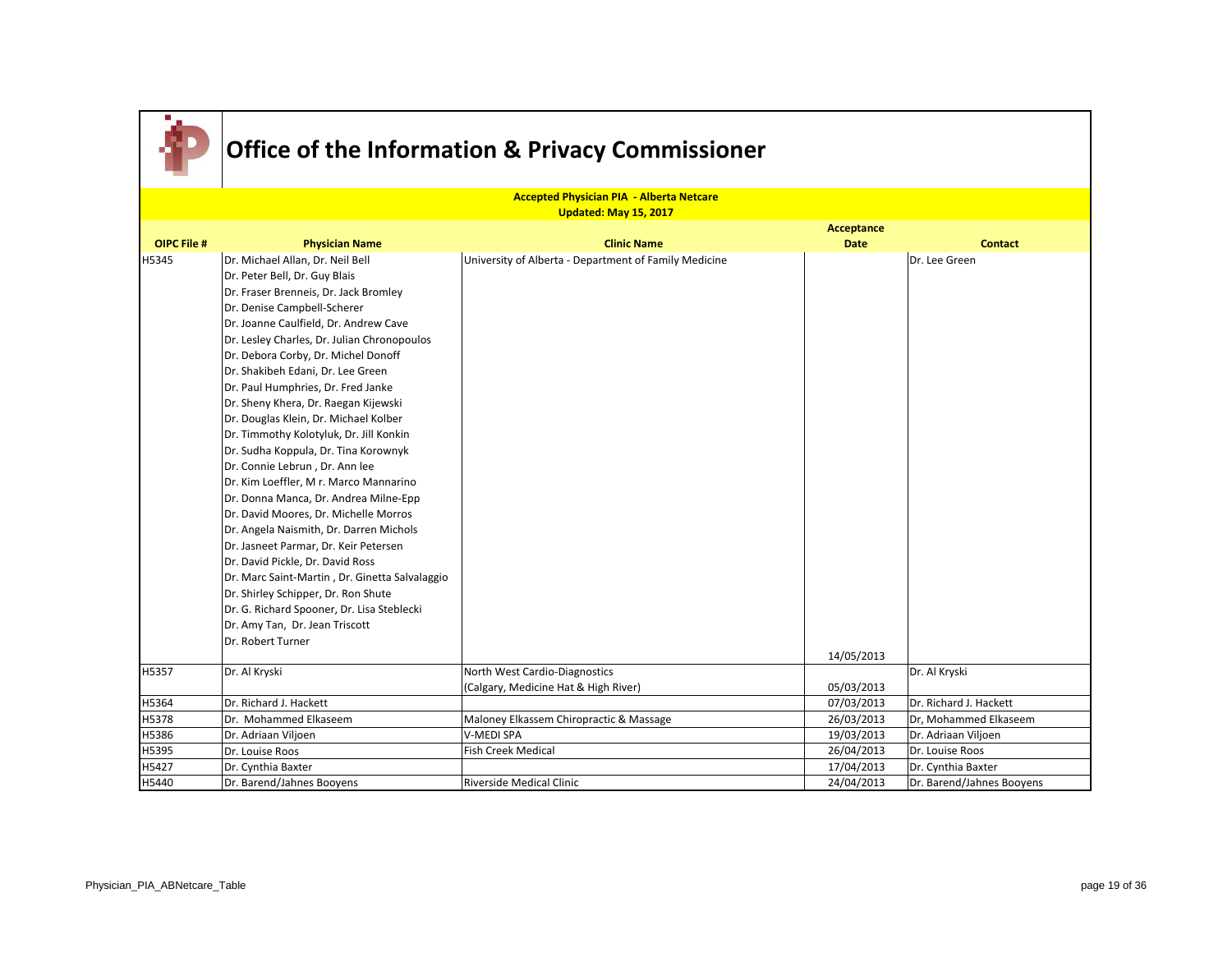# Office of the Information & Privacy Commissioner

**Accepted Physician PIA - Alberta Netcare**
**Updated: May 15, 2017**

| OIPC File # | Physician Name | Clinic Name | Acceptance Date | Contact |
|---|---|---|---|---|
| H5345 | Dr. Michael Allan, Dr. Neil Bell<br>Dr. Peter Bell, Dr. Guy Blais<br>Dr. Fraser Brenneis, Dr. Jack Bromley<br>Dr. Denise Campbell-Scherer<br>Dr. Joanne Caulfield, Dr. Andrew Cave<br>Dr. Lesley Charles, Dr. Julian Chronopoulos<br>Dr. Debora Corby, Dr. Michel Donoff<br>Dr. Shakibeh Edani, Dr. Lee Green<br>Dr. Paul Humphries, Dr. Fred Janke<br>Dr. Sheny Khera, Dr. Raegan Kijewski<br>Dr. Douglas Klein, Dr. Michael Kolber<br>Dr. Timmothy Kolotyluk, Dr. Jill Konkin<br>Dr. Sudha Koppula, Dr. Tina Korownyk<br>Dr. Connie Lebrun , Dr. Ann lee<br>Dr. Kim Loeffler, M r. Marco Mannarino<br>Dr. Donna Manca, Dr. Andrea Milne-Epp<br>Dr. David Moores, Dr. Michelle Morros<br>Dr. Angela Naismith, Dr. Darren Michols<br>Dr. Jasneet Parmar, Dr. Keir Petersen<br>Dr. David Pickle, Dr. David Ross<br>Dr. Marc Saint-Martin , Dr. Ginetta Salvalaggio<br>Dr. Shirley Schipper, Dr. Ron Shute<br>Dr. G. Richard Spooner, Dr. Lisa Steblecki<br>Dr. Amy Tan, Dr. Jean Triscott<br>Dr. Robert Turner | University of Alberta - Department of Family Medicine | 14/05/2013 | Dr. Lee Green |
| H5357 | Dr. Al Kryski | North West Cardio-Diagnostics<br>(Calgary, Medicine Hat & High River) | 05/03/2013 | Dr. Al Kryski |
| H5364 | Dr. Richard J. Hackett | | 07/03/2013 | Dr. Richard J. Hackett |
| H5378 | Dr. Mohammed Elkaseem | Maloney Elkassem Chiropractic & Massage | 26/03/2013 | Dr, Mohammed Elkaseem |
| H5386 | Dr. Adriaan Viljoen | V-MEDI SPA | 19/03/2013 | Dr. Adriaan Viljoen |
| H5395 | Dr. Louise Roos | Fish Creek Medical | 26/04/2013 | Dr. Louise Roos |
| H5427 | Dr. Cynthia Baxter | | 17/04/2013 | Dr. Cynthia Baxter |
| H5440 | Dr. Barend/Jahnes Booyens | Riverside Medical Clinic | 24/04/2013 | Dr. Barend/Jahnes Booyens |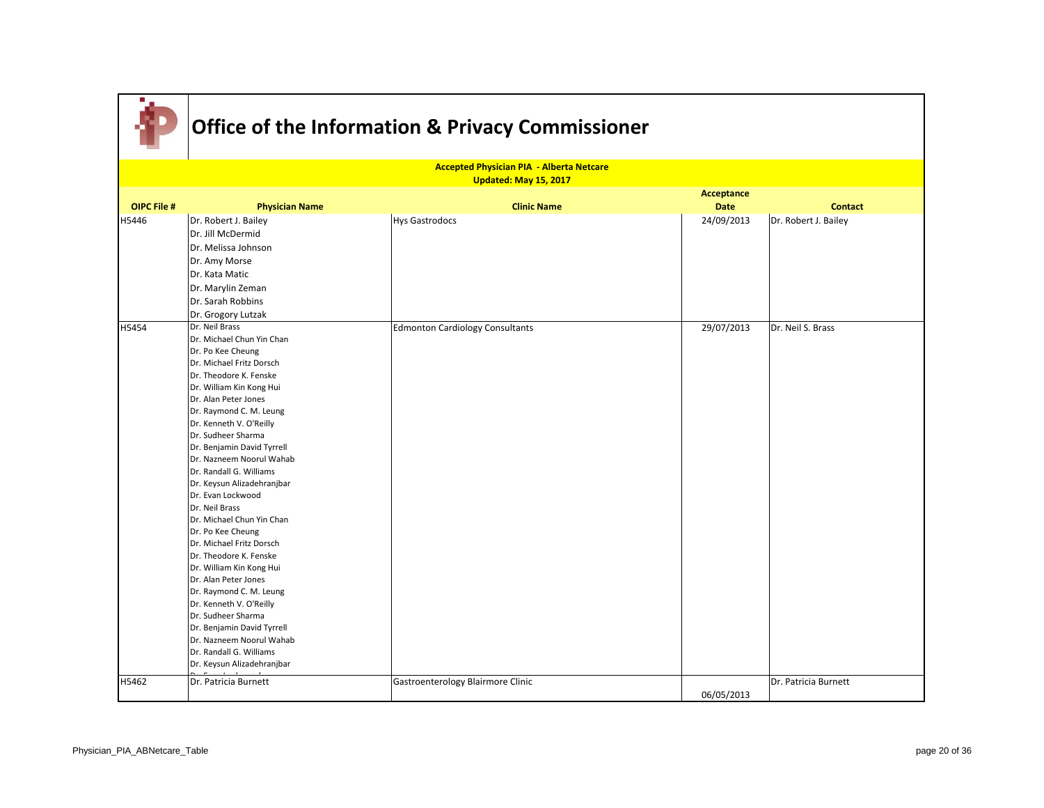# Office of the Information & Privacy Commissioner

**Accepted Physician PIA - Alberta Netcare**
**Updated: May 15, 2017**

| OIPC File # | Physician Name | Clinic Name | Acceptance Date | Contact |
|---|---|---|---|---|
| H5446 | Dr. Robert J. Bailey<br>Dr. Jill McDermid<br>Dr. Melissa Johnson<br>Dr. Amy Morse<br>Dr. Kata Matic<br>Dr. Marylin Zeman<br>Dr. Sarah Robbins<br>Dr. Grogory Lutzak | Hys Gastrodocs | 24/09/2013 | Dr. Robert J. Bailey |
| H5454 | Dr. Neil Brass<br>Dr. Michael Chun Yin Chan<br>Dr. Po Kee Cheung<br>Dr. Michael Fritz Dorsch<br>Dr. Theodore K. Fenske<br>Dr. William Kin Kong Hui<br>Dr. Alan Peter Jones<br>Dr. Raymond C. M. Leung<br>Dr. Kenneth V. O'Reilly<br>Dr. Sudheer Sharma<br>Dr. Benjamin David Tyrrell<br>Dr. Nazneem Noorul Wahab<br>Dr. Randall G. Williams<br>Dr. Keysun Alizadehranjbar<br>Dr. Evan Lockwood<br>Dr. Neil Brass<br>Dr. Michael Chun Yin Chan<br>Dr. Po Kee Cheung<br>Dr. Michael Fritz Dorsch<br>Dr. Theodore K. Fenske<br>Dr. William Kin Kong Hui<br>Dr. Alan Peter Jones<br>Dr. Raymond C. M. Leung<br>Dr. Kenneth V. O'Reilly<br>Dr. Sudheer Sharma<br>Dr. Benjamin David Tyrrell<br>Dr. Nazneem Noorul Wahab<br>Dr. Randall G. Williams<br>Dr. Keysun Alizadehranjbar | Edmonton Cardiology Consultants | 29/07/2013 | Dr. Neil S. Brass |
| H5462 | Dr. Patricia Burnett | Gastroenterology Blairmore Clinic | 06/05/2013 | Dr. Patricia Burnett |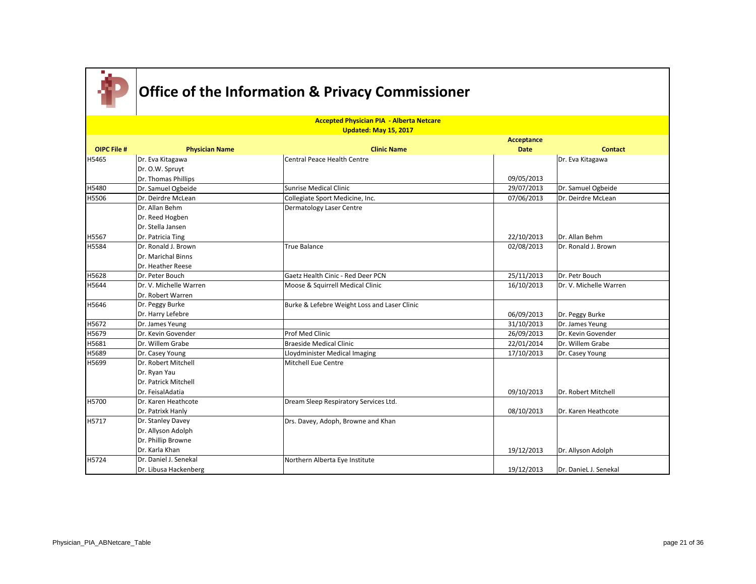# Office of the Information & Privacy Commissioner

**Accepted Physician PIA - Alberta Netcare**
**Updated: May 15, 2017**

| OIPC File # | Physician Name | Clinic Name | Acceptance Date | Contact |
|---|---|---|---|---|
| H5465 | Dr. Eva Kitagawa<br>Dr. O.W. Spruyt<br>Dr. Thomas Phillips | Central Peace Health Centre | 09/05/2013 | Dr. Eva Kitagawa |
| H5480 | Dr. Samuel Ogbeide | Sunrise Medical Clinic | 29/07/2013 | Dr. Samuel Ogbeide |
| H5506 | Dr. Deirdre McLean | Collegiate Sport Medicine, Inc. | 07/06/2013 | Dr. Deirdre McLean |
| H5567 | Dr. Allan Behm<br>Dr. Reed Hogben<br>Dr. Stella Jansen<br>Dr. Patricia Ting | Dermatology Laser Centre | 22/10/2013 | Dr. Allan Behm |
| H5584 | Dr. Ronald J. Brown<br>Dr. Marichal Binns<br>Dr. Heather Reese | True Balance | 02/08/2013 | Dr. Ronald J. Brown |
| H5628 | Dr. Peter Bouch | Gaetz Health Cinic - Red Deer PCN | 25/11/2013 | Dr. Petr Bouch |
| H5644 | Dr. V. Michelle Warren<br>Dr. Robert Warren | Moose & Squirrell Medical Clinic | 16/10/2013 | Dr. V. Michelle Warren |
| H5646 | Dr. Peggy Burke<br>Dr. Harry Lefebre | Burke & Lefebre Weight Loss and Laser Clinic | 06/09/2013 | Dr. Peggy Burke |
| H5672 | Dr. James Yeung | | 31/10/2013 | Dr. James Yeung |
| H5679 | Dr. Kevin Govender | Prof Med Clinic | 26/09/2013 | Dr. Kevin Govender |
| H5681 | Dr. Willem Grabe | Braeside Medical Clinic | 22/01/2014 | Dr. Willem Grabe |
| H5689 | Dr. Casey Young | Lloydminister Medical Imaging | 17/10/2013 | Dr. Casey Young |
| H5699 | Dr. Robert Mitchell<br>Dr. Ryan Yau<br>Dr. Patrick Mitchell<br>Dr. FeisalAdatia | Mitchell Eue Centre | 09/10/2013 | Dr. Robert Mitchell |
| H5700 | Dr. Karen Heathcote<br>Dr. Patrixk Hanly | Dream Sleep Respiratory Services Ltd. | 08/10/2013 | Dr. Karen Heathcote |
| H5717 | Dr. Stanley Davey<br>Dr. Allyson Adolph<br>Dr. Phillip Browne<br>Dr. Karla Khan | Drs. Davey, Adoph, Browne and Khan | 19/12/2013 | Dr. Allyson Adolph |
| H5724 | Dr. Daniel J. Senekal<br>Dr. Libusa Hackenberg | Northern Alberta Eye Institute | 19/12/2013 | Dr. DanieL J. Senekal |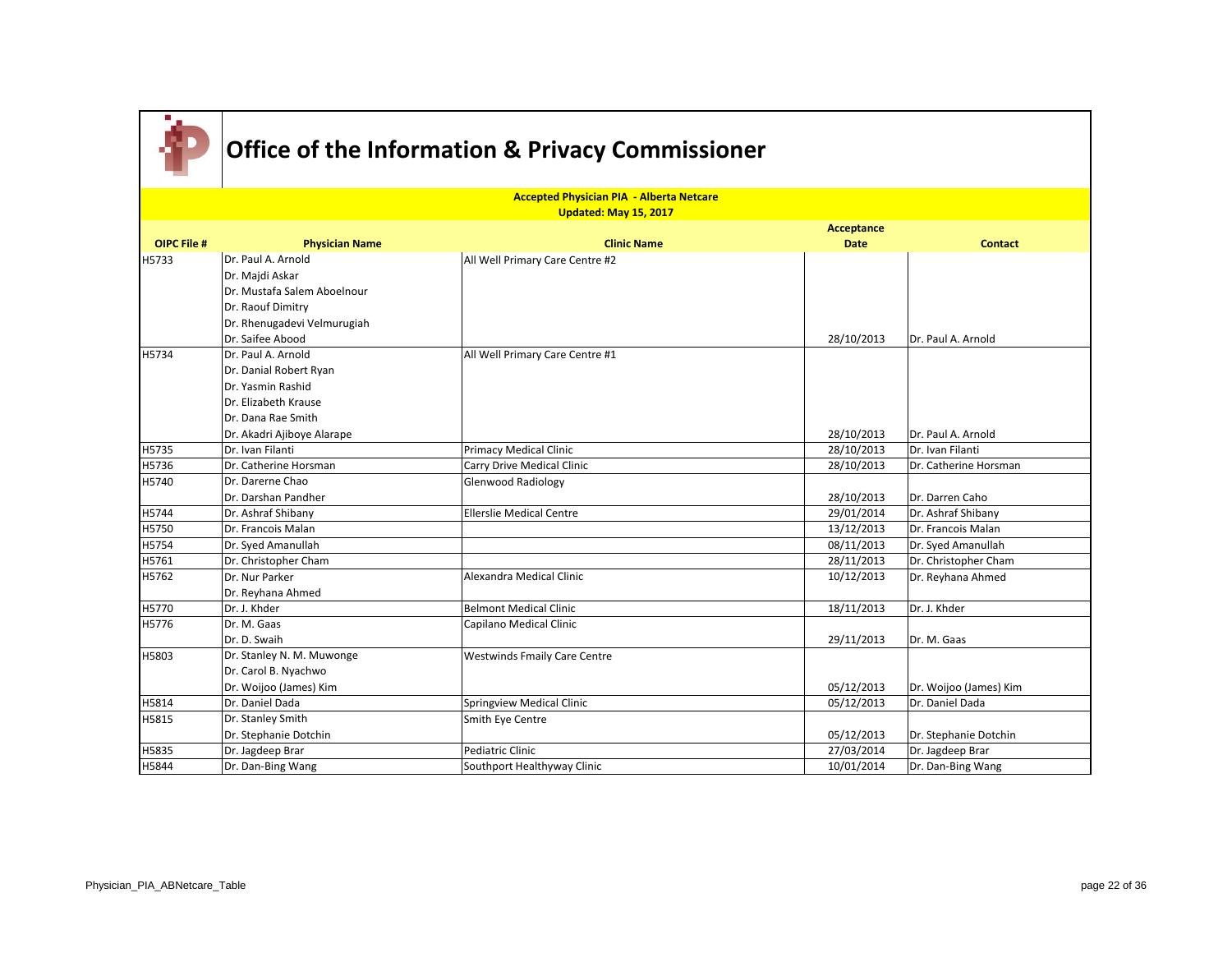# Office of the Information & Privacy Commissioner

**Accepted Physician PIA - Alberta Netcare**
**Updated: May 15, 2017**

| OIPC File # | Physician Name | Clinic Name | Acceptance Date | Contact |
|---|---|---|---|---|
| H5733 | Dr. Paul A. Arnold<br>Dr. Majdi Askar<br>Dr. Mustafa Salem Aboelnour<br>Dr. Raouf Dimitry<br>Dr. Rhenugadevi Velmurugiah<br>Dr. Saifee Abood | All Well Primary Care Centre #2 | 28/10/2013 | Dr. Paul A. Arnold |
| H5734 | Dr. Paul A. Arnold<br>Dr. Danial Robert Ryan<br>Dr. Yasmin Rashid<br>Dr. Elizabeth Krause<br>Dr. Dana Rae Smith<br>Dr. Akadri Ajiboye Alarape | All Well Primary Care Centre #1 | 28/10/2013 | Dr. Paul A. Arnold |
| H5735 | Dr. Ivan Filanti | Primacy Medical Clinic | 28/10/2013 | Dr. Ivan Filanti |
| H5736 | Dr. Catherine Horsman | Carry Drive Medical Clinic | 28/10/2013 | Dr. Catherine Horsman |
| H5740 | Dr. Darerne Chao<br>Dr. Darshan Pandher | Glenwood Radiology | 28/10/2013 | Dr. Darren Caho |
| H5744 | Dr. Ashraf Shibany | Ellerslie Medical Centre | 29/01/2014 | Dr. Ashraf Shibany |
| H5750 | Dr. Francois Malan | | 13/12/2013 | Dr. Francois Malan |
| H5754 | Dr. Syed Amanullah | | 08/11/2013 | Dr. Syed Amanullah |
| H5761 | Dr. Christopher Cham | | 28/11/2013 | Dr. Christopher Cham |
| H5762 | Dr. Nur Parker<br>Dr. Reyhana Ahmed | Alexandra Medical Clinic | 10/12/2013 | Dr. Reyhana Ahmed |
| H5770 | Dr. J. Khder | Belmont Medical Clinic | 18/11/2013 | Dr. J. Khder |
| H5776 | Dr. M. Gaas<br>Dr. D. Swaih | Capilano Medical Clinic | 29/11/2013 | Dr. M. Gaas |
| H5803 | Dr. Stanley N. M. Muwonge<br>Dr. Carol B. Nyachwo<br>Dr. Woijoo (James) Kim | Westwinds Fmaily Care Centre | 05/12/2013 | Dr. Woijoo (James) Kim |
| H5814 | Dr. Daniel Dada | Springview Medical Clinic | 05/12/2013 | Dr. Daniel Dada |
| H5815 | Dr. Stanley Smith<br>Dr. Stephanie Dotchin | Smith Eye Centre | 05/12/2013 | Dr. Stephanie Dotchin |
| H5835 | Dr. Jagdeep Brar | Pediatric Clinic | 27/03/2014 | Dr. Jagdeep Brar |
| H5844 | Dr. Dan-Bing Wang | Southport Healthyway Clinic | 10/01/2014 | Dr. Dan-Bing Wang |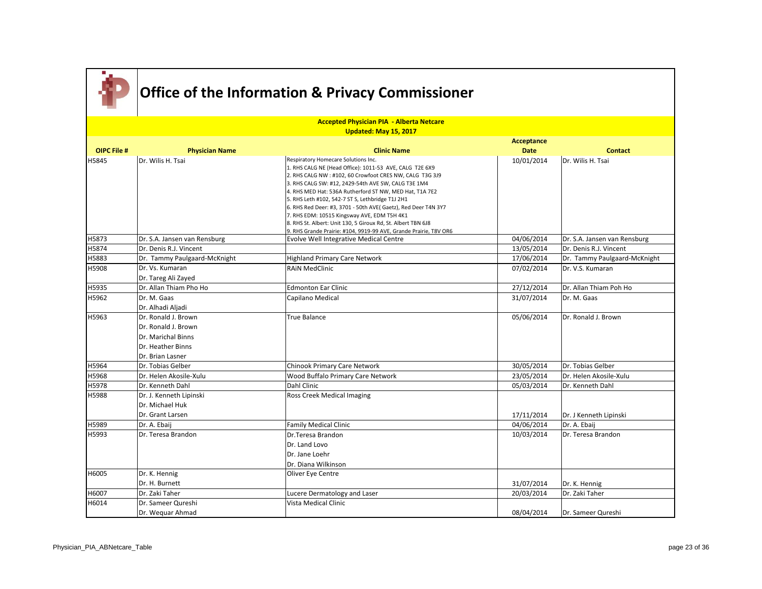# Office of the Information & Privacy Commissioner

## Accepted Physician PIA - Alberta Netcare

**Updated: May 15, 2017**

| OIPC File # | Physician Name | Clinic Name | Acceptance Date | Contact |
|---|---|---|---|---|
| H5845 | Dr. Wilis H. Tsai | Respiratory Homecare Solutions Inc.<br>1. RHS CALG NE (Head Office): 1011-53 AVE, CALG T2E 6X9<br>2. RHS CALG NW : #102, 60 Crowfoot CRES NW, CALG T3G 3J9<br>3. RHS CALG SW: #12, 2429-54th AVE SW, CALG T3E 1M4<br>4. RHS MED Hat: 536A Rutherford ST NW, MED Hat, T1A 7E2<br>5. RHS Leth #102, 542-7 ST S, Lethbridge T1J 2H1<br>6. RHS Red Deer: #3, 3701 - 50th AVE( Gaetz), Red Deer T4N 3Y7<br>7. RHS EDM: 10515 Kingsway AVE, EDM T5H 4K1<br>8. RHS St. Albert: Unit 130, 5 Giroux Rd, St. Albert T8N 6J8<br>9. RHS Grande Prairie: #104, 9919-99 AVE, Grande Prairie, T8V OR6 | 10/01/2014 | Dr. Wilis H. Tsai |
| H5873 | Dr. S.A. Jansen van Rensburg | Evolve Well Integrative Medical Centre | 04/06/2014 | Dr. S.A. Jansen van Rensburg |
| H5874 | Dr. Denis R.J. Vincent | | 13/05/2014 | Dr. Denis R.J. Vincent |
| H5883 | Dr. Tammy Paulgaard-McKnight | Highland Primary Care Network | 17/06/2014 | Dr. Tammy Paulgaard-McKnight |
| H5908 | Dr. Vs. Kumaran<br>Dr. Tareg Ali Zayed | RAiN MedClinic | 07/02/2014 | Dr. V.S. Kumaran |
| H5935 | Dr. Allan Thiam Pho Ho | Edmonton Ear Clinic | 27/12/2014 | Dr. Allan Thiam Poh Ho |
| H5962 | Dr. M. Gaas<br>Dr. Alhadi Aljadi | Capilano Medical | 31/07/2014 | Dr. M. Gaas |
| H5963 | Dr. Ronald J. Brown<br>Dr. Ronald J. Brown<br>Dr. Marichal Binns<br>Dr. Heather Binns<br>Dr. Brian Lasner | True Balance | 05/06/2014 | Dr. Ronald J. Brown |
| H5964 | Dr. Tobias Gelber | Chinook Primary Care Network | 30/05/2014 | Dr. Tobias Gelber |
| H5968 | Dr. Helen Akosile-Xulu | Wood Buffalo Primary Care Network | 23/05/2014 | Dr. Helen Akosile-Xulu |
| H5978 | Dr. Kenneth Dahl | Dahl Clinic | 05/03/2014 | Dr. Kenneth Dahl |
| H5988 | Dr. J. Kenneth Lipinski<br>Dr. Michael Huk<br>Dr. Grant Larsen | Ross Creek Medical Imaging | 17/11/2014 | Dr. J Kenneth Lipinski |
| H5989 | Dr. A. Ebaij | Family Medical Clinic | 04/06/2014 | Dr. A. Ebaij |
| H5993 | Dr. Teresa Brandon | Dr.Teresa Brandon<br>Dr. Land Lovo<br>Dr. Jane Loehr<br>Dr. Diana Wilkinson | 10/03/2014 | Dr. Teresa Brandon |
| H6005 | Dr. K. Hennig<br>Dr. H. Burnett | Oliver Eye Centre | 31/07/2014 | Dr. K. Hennig |
| H6007 | Dr. Zaki Taher | Lucere Dermatology and Laser | 20/03/2014 | Dr. Zaki Taher |
| H6014 | Dr. Sameer Qureshi<br>Dr. Wequar Ahmad | Vista Medical Clinic | 08/04/2014 | Dr. Sameer Qureshi |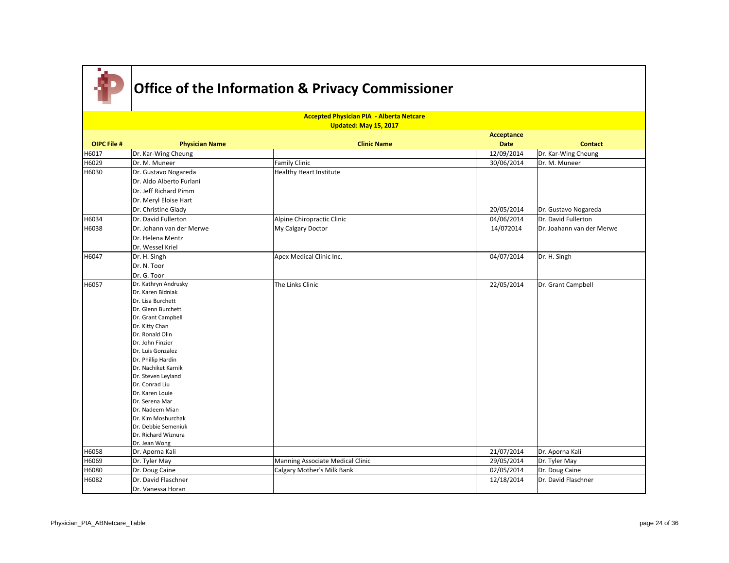# Office of the Information & Privacy Commissioner

**Accepted Physician PIA - Alberta Netcare**
**Updated: May 15, 2017**

| OIPC File # | Physician Name | Clinic Name | Acceptance Date | Contact |
|---|---|---|---|---|
| H6017 | Dr. Kar-Wing Cheung | | 12/09/2014 | Dr. Kar-Wing Cheung |
| H6029 | Dr. M. Muneer | Family Clinic | 30/06/2014 | Dr. M. Muneer |
| H6030 | Dr. Gustavo Nogareda<br>Dr. Aldo Alberto Furlani<br>Dr. Jeff Richard Pimm<br>Dr. Meryl Eloise Hart<br>Dr. Christine Glady | Healthy Heart Institute | 20/05/2014 | Dr. Gustavo Nogareda |
| H6034 | Dr. David Fullerton | Alpine Chiropractic Clinic | 04/06/2014 | Dr. David Fullerton |
| H6038 | Dr. Johann van der Merwe<br>Dr. Helena Mentz<br>Dr. Wessel Kriel | My Calgary Doctor | 14/072014 | Dr. Joahann van der Merwe |
| H6047 | Dr. H. Singh<br>Dr. N. Toor<br>Dr. G. Toor | Apex Medical Clinic Inc. | 04/07/2014 | Dr. H. Singh |
| H6057 | Dr. Kathryn Andrusky<br>Dr. Karen Bidniak<br>Dr. Lisa Burchett<br>Dr. Glenn Burchett<br>Dr. Grant Campbell<br>Dr. Kitty Chan<br>Dr. Ronald Olin<br>Dr. John Finzier<br>Dr. Luis Gonzalez<br>Dr. Phillip Hardin<br>Dr. Nachiket Karnik<br>Dr. Steven Leyland<br>Dr. Conrad Liu<br>Dr. Karen Louie<br>Dr. Serena Mar<br>Dr. Nadeem Mian<br>Dr. Kim Moshurchak<br>Dr. Debbie Semeniuk<br>Dr. Richard Wiznura<br>Dr. Jean Wong | The Links Clinic | 22/05/2014 | Dr. Grant Campbell |
| H6058 | Dr. Aporna Kali | | 21/07/2014 | Dr. Aporna Kali |
| H6069 | Dr. Tyler May | Manning Associate Medical Clinic | 29/05/2014 | Dr. Tyler May |
| H6080 | Dr. Doug Caine | Calgary Mother's Milk Bank | 02/05/2014 | Dr. Doug Caine |
| H6082 | Dr. David Flaschner<br>Dr. Vanessa Horan | | 12/18/2014 | Dr. David Flaschner |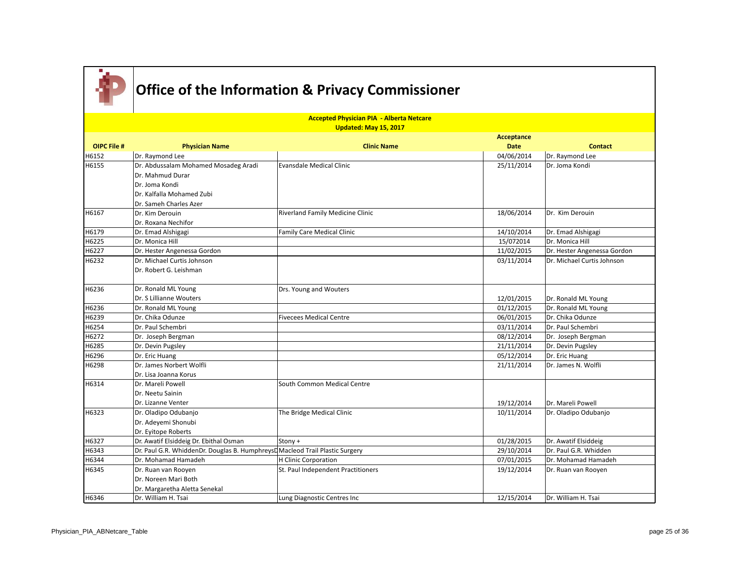# Office of the Information & Privacy Commissioner

**Accepted Physician PIA - Alberta Netcare**
**Updated: May 15, 2017**

| OIPC File # | Physician Name | Clinic Name | Acceptance Date | Contact |
|---|---|---|---|---|
| H6152 | Dr. Raymond Lee | | 04/06/2014 | Dr. Raymond Lee |
| H6155 | Dr. Abdussalam Mohamed Mosadeg Aradi<br>Dr. Mahmud Durar<br>Dr. Joma Kondi<br>Dr. Kalfalla Mohamed Zubi<br>Dr. Sameh Charles Azer | Evansdale Medical Clinic | 25/11/2014 | Dr. Joma Kondi |
| H6167 | Dr. Kim Derouin<br>Dr. Roxana Nechifor | Riverland Family Medicine Clinic | 18/06/2014 | Dr. Kim Derouin |
| H6179 | Dr. Emad Alshigagi | Family Care Medical Clinic | 14/10/2014 | Dr. Emad Alshigagi |
| H6225 | Dr. Monica Hill | | 15/072014 | Dr. Monica Hill |
| H6227 | Dr. Hester Angenessa Gordon | | 11/02/2015 | Dr. Hester Angenessa Gordon |
| H6232 | Dr. Michael Curtis Johnson<br>Dr. Robert G. Leishman | | 03/11/2014 | Dr. Michael Curtis Johnson |
| H6236 | Dr. Ronald ML Young<br>Dr. S Lillianne Wouters | Drs. Young and Wouters | 12/01/2015 | Dr. Ronald ML Young |
| H6236 | Dr. Ronald ML Young | | 01/12/2015 | Dr. Ronald ML Young |
| H6239 | Dr. Chika Odunze | Fivecees Medical Centre | 06/01/2015 | Dr. Chika Odunze |
| H6254 | Dr. Paul Schembri | | 03/11/2014 | Dr. Paul Schembri |
| H6272 | Dr. Joseph Bergman | | 08/12/2014 | Dr. Joseph Bergman |
| H6285 | Dr. Devin Pugsley | | 21/11/2014 | Dr. Devin Pugsley |
| H6296 | Dr. Eric Huang | | 05/12/2014 | Dr. Eric Huang |
| H6298 | Dr. James Norbert Wolfli<br>Dr. Lisa Joanna Korus | | 21/11/2014 | Dr. James N. Wolfli |
| H6314 | Dr. Mareli Powell<br>Dr. Neetu Sainin<br>Dr. Lizanne Venter | South Common Medical Centre | 19/12/2014 | Dr. Mareli Powell |
| H6323 | Dr. Oladipo Odubanjo<br>Dr. Adeyemi Shonubi<br>Dr. Eyitope Roberts | The Bridge Medical Clinic | 10/11/2014 | Dr. Oladipo Odubanjo |
| H6327 | Dr. Awatif Elsiddeig Dr. Ebithal Osman | Stony + | 01/28/2015 | Dr. Awatif Elsiddeig |
| H6343 | Dr. Paul G.R. WhiddenDr. Douglas B. HumphreysD | Macleod Trail Plastic Surgery | 29/10/2014 | Dr. Paul G.R. Whidden |
| H6344 | Dr. Mohamad Hamadeh | H Clinic Corporation | 07/01/2015 | Dr. Mohamad Hamadeh |
| H6345 | Dr. Ruan van Rooyen<br>Dr. Noreen Mari Both<br>Dr. Margaretha Aletta Senekal | St. Paul Independent Practitioners | 19/12/2014 | Dr. Ruan van Rooyen |
| H6346 | Dr. William H. Tsai | Lung Diagnostic Centres Inc | 12/15/2014 | Dr. William H. Tsai |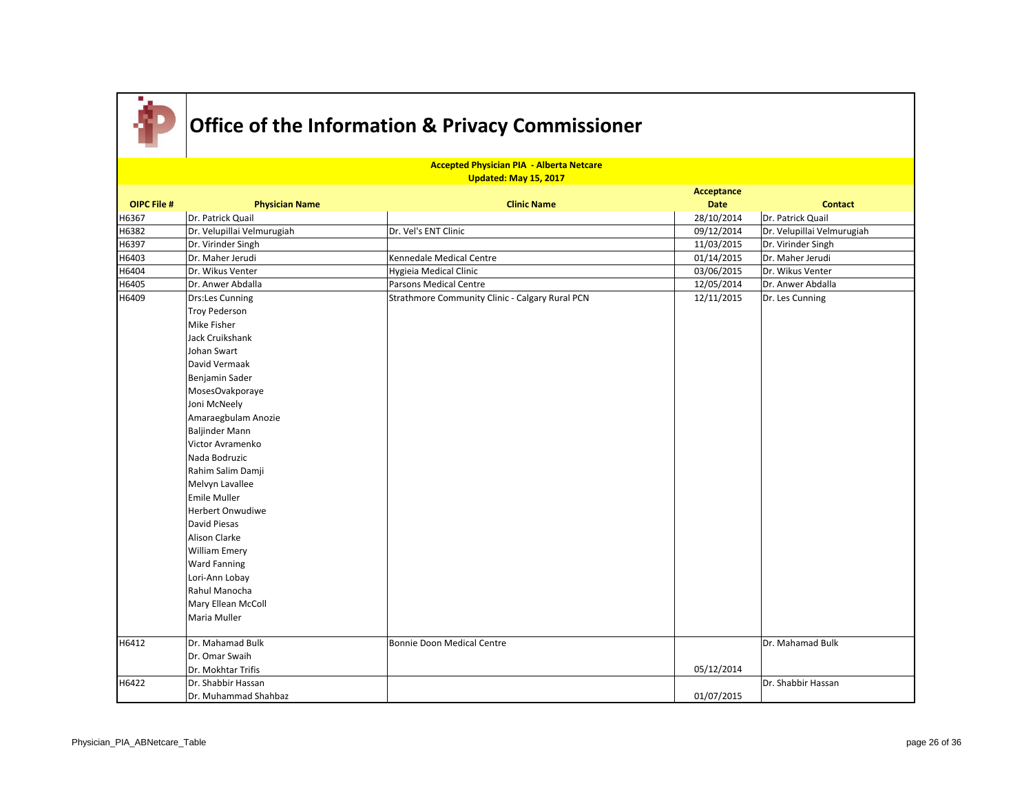# Office of the Information & Privacy Commissioner

**Accepted Physician PIA - Alberta Netcare**
**Updated: May 15, 2017**

| OIPC File # | Physician Name | Clinic Name | Acceptance Date | Contact |
|---|---|---|---|---|
| H6367 | Dr. Patrick Quail | | 28/10/2014 | Dr. Patrick Quail |
| H6382 | Dr. Velupillai Velmurugiah | Dr. Vel's ENT Clinic | 09/12/2014 | Dr. Velupillai Velmurugiah |
| H6397 | Dr. Virinder Singh | | 11/03/2015 | Dr. Virinder Singh |
| H6403 | Dr. Maher Jerudi | Kennedale Medical Centre | 01/14/2015 | Dr. Maher Jerudi |
| H6404 | Dr. Wikus Venter | Hygieia Medical Clinic | 03/06/2015 | Dr. Wikus Venter |
| H6405 | Dr. Anwer Abdalla | Parsons Medical Centre | 12/05/2014 | Dr. Anwer Abdalla |
| H6409 | Drs:Les Cunning<br>Troy Pederson<br>Mike Fisher<br>Jack Cruikshank<br>Johan Swart<br>David Vermaak<br>Benjamin Sader<br>MosesOvakporaye<br>Joni McNeely<br>Amaraegbulam Anozie<br>Baljinder Mann<br>Victor Avramenko<br>Nada Bodruzic<br>Rahim Salim Damji<br>Melvyn Lavallee<br>Emile Muller<br>Herbert Onwudiwe<br>David Piesas<br>Alison Clarke<br>William Emery<br>Ward Fanning<br>Lori-Ann Lobay<br>Rahul Manocha<br>Mary Ellean McColl<br>Maria Muller | Strathmore Community Clinic - Calgary Rural PCN | 12/11/2015 | Dr. Les Cunning |
| H6412 | Dr. Mahamad Bulk<br>Dr. Omar Swaih<br>Dr. Mokhtar Trifis | Bonnie Doon Medical Centre | 05/12/2014 | Dr. Mahamad Bulk |
| H6422 | Dr. Shabbir Hassan<br>Dr. Muhammad Shahbaz | | 01/07/2015 | Dr. Shabbir Hassan |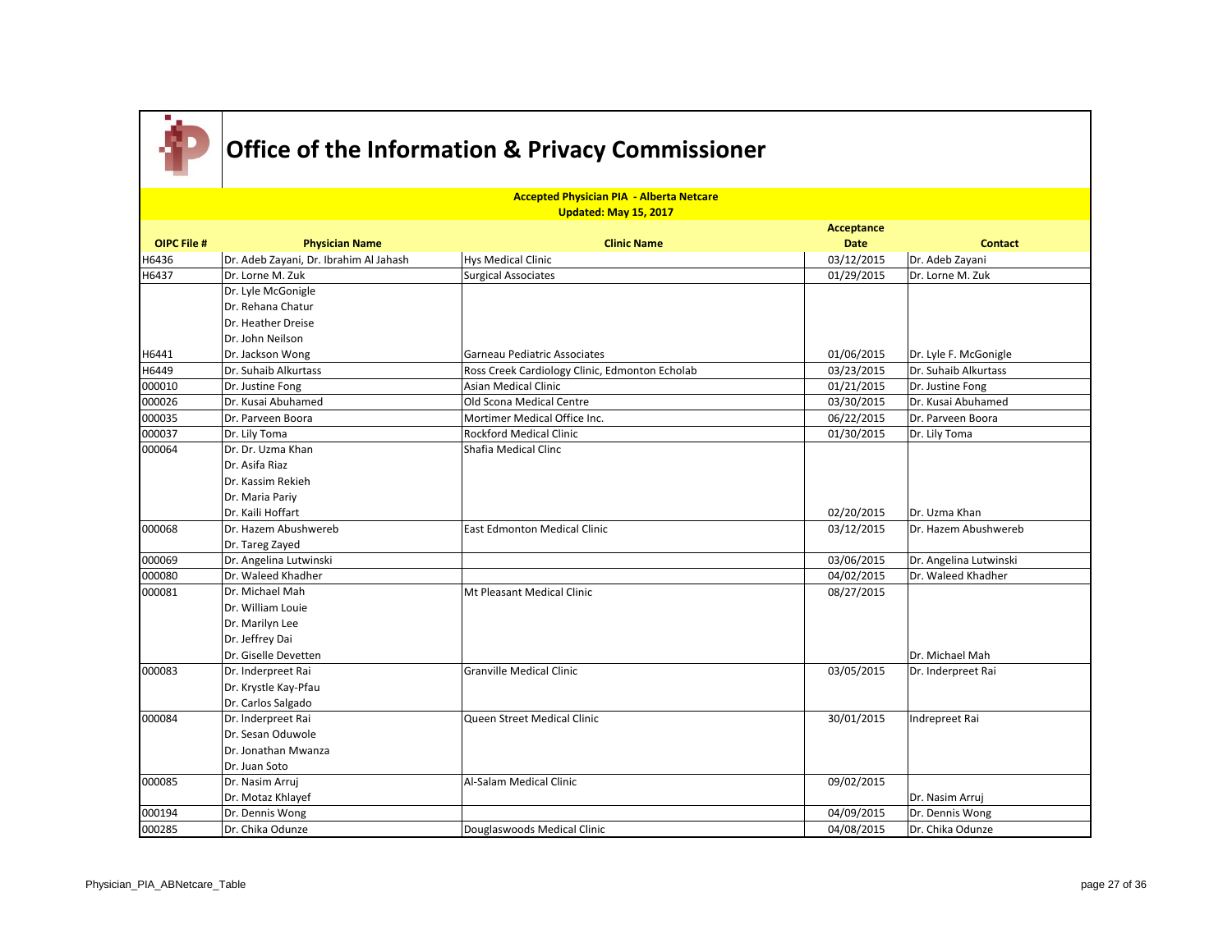# Office of the Information & Privacy Commissioner

**Accepted Physician PIA - Alberta Netcare**

**Updated: May 15, 2017**

| OIPC File # | Physician Name | Clinic Name | Acceptance Date | Contact |
|---|---|---|---|---|
| H6436 | Dr. Adeb Zayani, Dr. Ibrahim Al Jahash | Hys Medical Clinic | 03/12/2015 | Dr. Adeb Zayani |
| H6437 | Dr. Lorne M. Zuk | Surgical Associates | 01/29/2015 | Dr. Lorne M. Zuk |
| H6441 | Dr. Lyle McGonigle<br>Dr. Rehana Chatur<br>Dr. Heather Dreise<br>Dr. John Neilson<br>Dr. Jackson Wong | Garneau Pediatric Associates | 01/06/2015 | Dr. Lyle F. McGonigle |
| H6449 | Dr. Suhaib Alkurtass | Ross Creek Cardiology Clinic, Edmonton Echolab | 03/23/2015 | Dr. Suhaib Alkurtass |
| 000010 | Dr. Justine Fong | Asian Medical Clinic | 01/21/2015 | Dr. Justine Fong |
| 000026 | Dr. Kusai Abuhamed | Old Scona Medical Centre | 03/30/2015 | Dr. Kusai Abuhamed |
| 000035 | Dr. Parveen Boora | Mortimer Medical Office Inc. | 06/22/2015 | Dr. Parveen Boora |
| 000037 | Dr. Lily Toma | Rockford Medical Clinic | 01/30/2015 | Dr. Lily Toma |
| 000064 | Dr. Dr. Uzma Khan<br>Dr. Asifa Riaz<br>Dr. Kassim Rekieh<br>Dr. Maria Pariy<br>Dr. Kaili Hoffart | Shafia Medical Clinc | 02/20/2015 | Dr. Uzma Khan |
| 000068 | Dr. Hazem Abushwereb<br>Dr. Tareg Zayed | East Edmonton Medical Clinic | 03/12/2015 | Dr. Hazem Abushwereb |
| 000069 | Dr. Angelina Lutwinski | | 03/06/2015 | Dr. Angelina Lutwinski |
| 000080 | Dr. Waleed Khadher | | 04/02/2015 | Dr. Waleed Khadher |
| 000081 | Dr. Michael Mah<br>Dr. William Louie<br>Dr. Marilyn Lee<br>Dr. Jeffrey Dai<br>Dr. Giselle Devetten | Mt Pleasant Medical Clinic | 08/27/2015 | Dr. Michael Mah |
| 000083 | Dr. Inderpreet Rai<br>Dr. Krystle Kay-Pfau<br>Dr. Carlos Salgado | Granville Medical Clinic | 03/05/2015 | Dr. Inderpreet Rai |
| 000084 | Dr. Inderpreet Rai<br>Dr. Sesan Oduwole<br>Dr. Jonathan Mwanza<br>Dr. Juan Soto | Queen Street Medical Clinic | 30/01/2015 | Indrepreet Rai |
| 000085 | Dr. Nasim Arruj<br>Dr. Motaz Khlayef | Al-Salam Medical Clinic | 09/02/2015 | Dr. Nasim Arruj |
| 000194 | Dr. Dennis Wong | | 04/09/2015 | Dr. Dennis Wong |
| 000285 | Dr. Chika Odunze | Douglaswoods Medical Clinic | 04/08/2015 | Dr. Chika Odunze |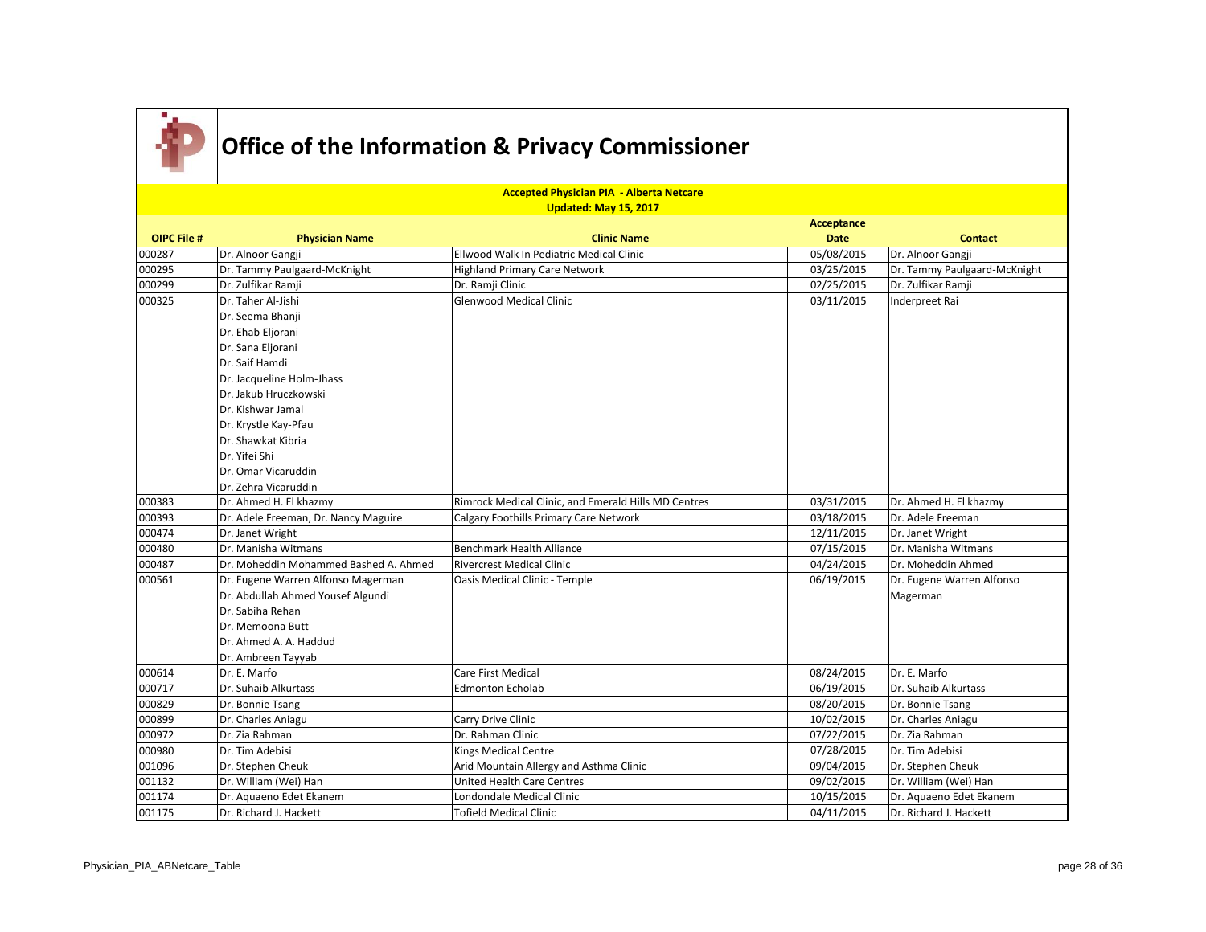# Office of the Information & Privacy Commissioner

**Accepted Physician PIA - Alberta Netcare**
**Updated: May 15, 2017**

| OIPC File # | Physician Name | Clinic Name | Acceptance Date | Contact |
|---|---|---|---|---|
| 000287 | Dr. Alnoor Gangji | Ellwood Walk In Pediatric Medical Clinic | 05/08/2015 | Dr. Alnoor Gangji |
| 000295 | Dr. Tammy Paulgaard-McKnight | Highland Primary Care Network | 03/25/2015 | Dr. Tammy Paulgaard-McKnight |
| 000299 | Dr. Zulfikar Ramji | Dr. Ramji Clinic | 02/25/2015 | Dr. Zulfikar Ramji |
| 000325 | Dr. Taher Al-Jishi<br>Dr. Seema Bhanji<br>Dr. Ehab Eljorani<br>Dr. Sana Eljorani<br>Dr. Saif Hamdi<br>Dr. Jacqueline Holm-Jhass<br>Dr. Jakub Hruczkowski<br>Dr. Kishwar Jamal<br>Dr. Krystle Kay-Pfau<br>Dr. Shawkat Kibria<br>Dr. Yifei Shi<br>Dr. Omar Vicaruddin<br>Dr. Zehra Vicaruddin | Glenwood Medical Clinic | 03/11/2015 | Inderpreet Rai |
| 000383 | Dr. Ahmed H. El khazmy | Rimrock Medical Clinic, and Emerald Hills MD Centres | 03/31/2015 | Dr. Ahmed H. El khazmy |
| 000393 | Dr. Adele Freeman, Dr. Nancy Maguire | Calgary Foothills Primary Care Network | 03/18/2015 | Dr. Adele Freeman |
| 000474 | Dr. Janet Wright | | 12/11/2015 | Dr. Janet Wright |
| 000480 | Dr. Manisha Witmans | Benchmark Health Alliance | 07/15/2015 | Dr. Manisha Witmans |
| 000487 | Dr. Moheddin Mohammed Bashed A. Ahmed | Rivercrest Medical Clinic | 04/24/2015 | Dr. Moheddin Ahmed |
| 000561 | Dr. Eugene Warren Alfonso Magerman<br>Dr. Abdullah Ahmed Yousef Algundi<br>Dr. Sabiha Rehan<br>Dr. Memoona Butt<br>Dr. Ahmed A. A. Haddud<br>Dr. Ambreen Tayyab | Oasis Medical Clinic - Temple | 06/19/2015 | Dr. Eugene Warren Alfonso Magerman |
| 000614 | Dr. E. Marfo | Care First Medical | 08/24/2015 | Dr. E. Marfo |
| 000717 | Dr. Suhaib Alkurtass | Edmonton Echolab | 06/19/2015 | Dr. Suhaib Alkurtass |
| 000829 | Dr. Bonnie Tsang | | 08/20/2015 | Dr. Bonnie Tsang |
| 000899 | Dr. Charles Aniagu | Carry Drive Clinic | 10/02/2015 | Dr. Charles Aniagu |
| 000972 | Dr. Zia Rahman | Dr. Rahman Clinic | 07/22/2015 | Dr. Zia Rahman |
| 000980 | Dr. Tim Adebisi | Kings Medical Centre | 07/28/2015 | Dr. Tim Adebisi |
| 001096 | Dr. Stephen Cheuk | Arid Mountain Allergy and Asthma Clinic | 09/04/2015 | Dr. Stephen Cheuk |
| 001132 | Dr. William (Wei) Han | United Health Care Centres | 09/02/2015 | Dr. William (Wei) Han |
| 001174 | Dr. Aquaeno Edet Ekanem | Londondale Medical Clinic | 10/15/2015 | Dr. Aquaeno Edet Ekanem |
| 001175 | Dr. Richard J. Hackett | Tofield Medical Clinic | 04/11/2015 | Dr. Richard J. Hackett |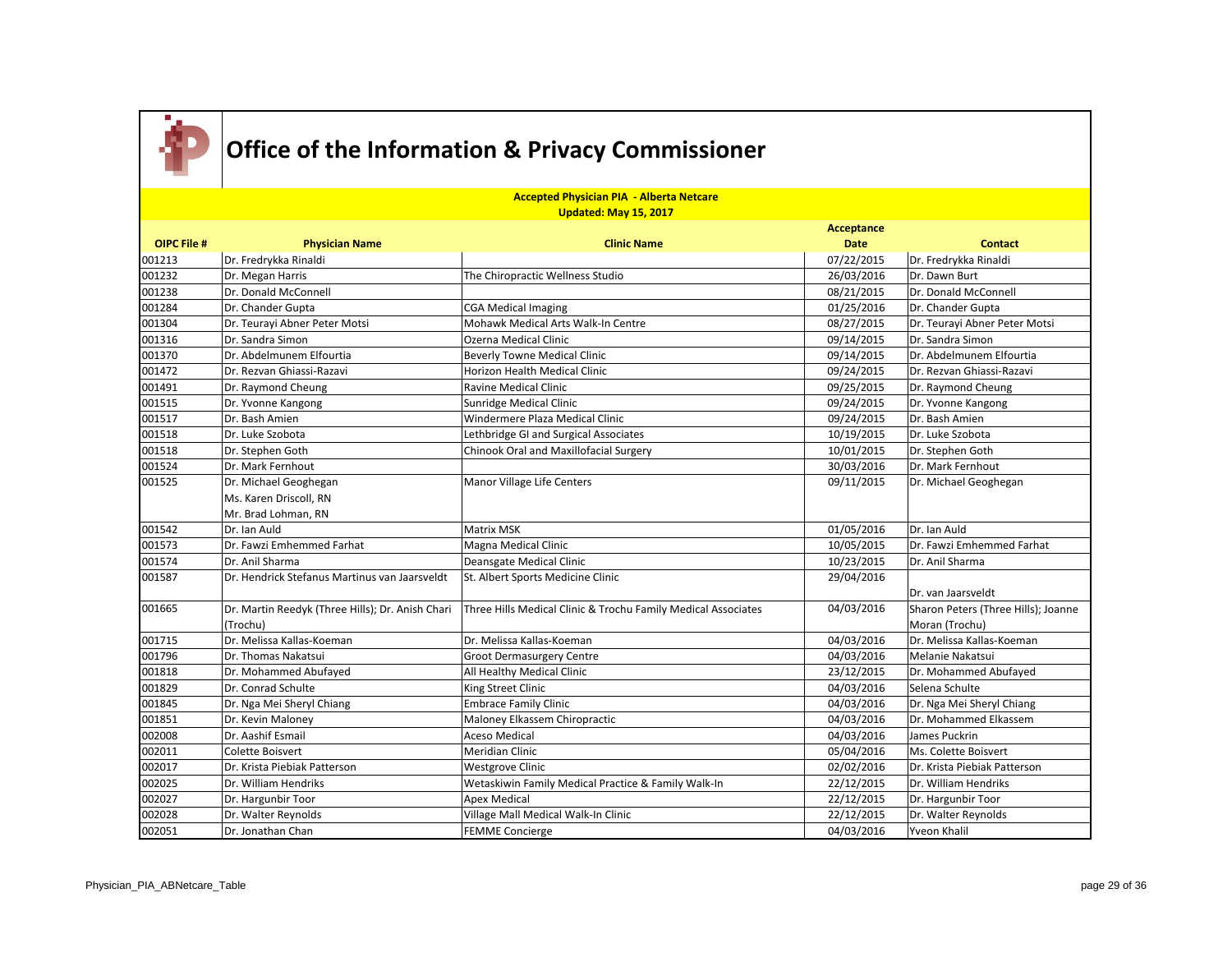# Office of the Information & Privacy Commissioner

**Accepted Physician PIA - Alberta Netcare**
**Updated: May 15, 2017**

| OIPC File # | Physician Name | Clinic Name | Acceptance Date | Contact |
|---|---|---|---|---|
| 001213 | Dr. Fredrykka Rinaldi | | 07/22/2015 | Dr. Fredrykka Rinaldi |
| 001232 | Dr. Megan Harris | The Chiropractic Wellness Studio | 26/03/2016 | Dr. Dawn Burt |
| 001238 | Dr. Donald McConnell | | 08/21/2015 | Dr. Donald McConnell |
| 001284 | Dr. Chander Gupta | CGA Medical Imaging | 01/25/2016 | Dr. Chander Gupta |
| 001304 | Dr. Teurayi Abner Peter Motsi | Mohawk Medical Arts Walk-In Centre | 08/27/2015 | Dr. Teurayi Abner Peter Motsi |
| 001316 | Dr. Sandra Simon | Ozerna Medical Clinic | 09/14/2015 | Dr. Sandra Simon |
| 001370 | Dr. Abdelmunem Elfourtia | Beverly Towne Medical Clinic | 09/14/2015 | Dr. Abdelmunem Elfourtia |
| 001472 | Dr. Rezvan Ghiassi-Razavi | Horizon Health Medical Clinic | 09/24/2015 | Dr. Rezvan Ghiassi-Razavi |
| 001491 | Dr. Raymond Cheung | Ravine Medical Clinic | 09/25/2015 | Dr. Raymond Cheung |
| 001515 | Dr. Yvonne Kangong | Sunridge Medical Clinic | 09/24/2015 | Dr. Yvonne Kangong |
| 001517 | Dr. Bash Amien | Windermere Plaza Medical Clinic | 09/24/2015 | Dr. Bash Amien |
| 001518 | Dr. Luke Szobota | Lethbridge GI and Surgical Associates | 10/19/2015 | Dr. Luke Szobota |
| 001518 | Dr. Stephen Goth | Chinook Oral and Maxillofacial Surgery | 10/01/2015 | Dr. Stephen Goth |
| 001524 | Dr. Mark Fernhout | | 30/03/2016 | Dr. Mark Fernhout |
| 001525 | Dr. Michael Geoghegan<br>Ms. Karen Driscoll, RN<br>Mr. Brad Lohman, RN | Manor Village Life Centers | 09/11/2015 | Dr. Michael Geoghegan |
| 001542 | Dr. Ian Auld | Matrix MSK | 01/05/2016 | Dr. Ian Auld |
| 001573 | Dr. Fawzi Emhemmed Farhat | Magna Medical Clinic | 10/05/2015 | Dr. Fawzi Emhemmed Farhat |
| 001574 | Dr. Anil Sharma | Deansgate Medical Clinic | 10/23/2015 | Dr. Anil Sharma |
| 001587 | Dr. Hendrick Stefanus Martinus van Jaarsveldt | St. Albert Sports Medicine Clinic | 29/04/2016 | Dr. van Jaarsveldt |
| 001665 | Dr. Martin Reedyk (Three Hills); Dr. Anish Chari (Trochu) | Three Hills Medical Clinic & Trochu Family Medical Associates | 04/03/2016 | Sharon Peters (Three Hills); Joanne Moran (Trochu) |
| 001715 | Dr. Melissa Kallas-Koeman | Dr. Melissa Kallas-Koeman | 04/03/2016 | Dr. Melissa Kallas-Koeman |
| 001796 | Dr. Thomas Nakatsui | Groot Dermasurgery Centre | 04/03/2016 | Melanie Nakatsui |
| 001818 | Dr. Mohammed Abufayed | All Healthy Medical Clinic | 23/12/2015 | Dr. Mohammed Abufayed |
| 001829 | Dr. Conrad Schulte | King Street Clinic | 04/03/2016 | Selena Schulte |
| 001845 | Dr. Nga Mei Sheryl Chiang | Embrace Family Clinic | 04/03/2016 | Dr. Nga Mei Sheryl Chiang |
| 001851 | Dr. Kevin Maloney | Maloney Elkassem Chiropractic | 04/03/2016 | Dr. Mohammed Elkassem |
| 002008 | Dr. Aashif Esmail | Aceso Medical | 04/03/2016 | James Puckrin |
| 002011 | Colette Boisvert | Meridian Clinic | 05/04/2016 | Ms. Colette Boisvert |
| 002017 | Dr. Krista Piebiak Patterson | Westgrove Clinic | 02/02/2016 | Dr. Krista Piebiak Patterson |
| 002025 | Dr. William Hendriks | Wetaskiwin Family Medical Practice & Family Walk-In | 22/12/2015 | Dr. William Hendriks |
| 002027 | Dr. Hargunbir Toor | Apex Medical | 22/12/2015 | Dr. Hargunbir Toor |
| 002028 | Dr. Walter Reynolds | Village Mall Medical Walk-In Clinic | 22/12/2015 | Dr. Walter Reynolds |
| 002051 | Dr. Jonathan Chan | FEMME Concierge | 04/03/2016 | Yveon Khalil |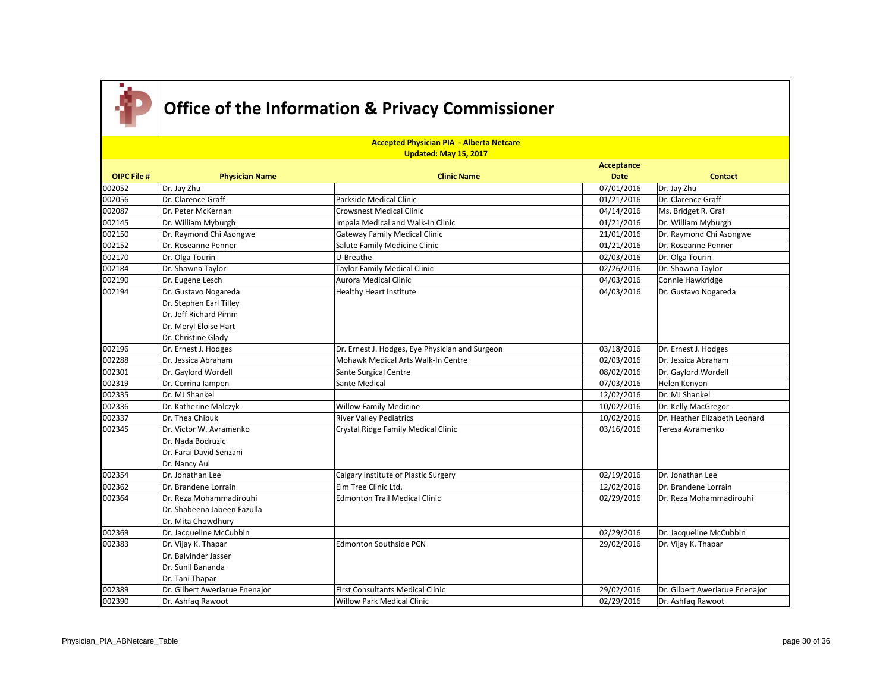# Office of the Information & Privacy Commissioner

**Accepted Physician PIA - Alberta Netcare**
**Updated: May 15, 2017**

| OIPC File # | Physician Name | Clinic Name | Acceptance Date | Contact |
|---|---|---|---|---|
| 002052 | Dr. Jay Zhu | | 07/01/2016 | Dr. Jay Zhu |
| 002056 | Dr. Clarence Graff | Parkside Medical Clinic | 01/21/2016 | Dr. Clarence Graff |
| 002087 | Dr. Peter McKernan | Crowsnest Medical Clinic | 04/14/2016 | Ms. Bridget R. Graf |
| 002145 | Dr. William Myburgh | Impala Medical and Walk-In Clinic | 01/21/2016 | Dr. William Myburgh |
| 002150 | Dr. Raymond Chi Asongwe | Gateway Family Medical Clinic | 21/01/2016 | Dr. Raymond Chi Asongwe |
| 002152 | Dr. Roseanne Penner | Salute Family Medicine Clinic | 01/21/2016 | Dr. Roseanne Penner |
| 002170 | Dr. Olga Tourin | U-Breathe | 02/03/2016 | Dr. Olga Tourin |
| 002184 | Dr. Shawna Taylor | Taylor Family Medical Clinic | 02/26/2016 | Dr. Shawna Taylor |
| 002190 | Dr. Eugene Lesch | Aurora Medical Clinic | 04/03/2016 | Connie Hawkridge |
| 002194 | Dr. Gustavo Nogareda<br>Dr. Stephen Earl Tilley<br>Dr. Jeff Richard Pimm<br>Dr. Meryl Eloise Hart<br>Dr. Christine Glady | Healthy Heart Institute | 04/03/2016 | Dr. Gustavo Nogareda |
| 002196 | Dr. Ernest J. Hodges | Dr. Ernest J. Hodges, Eye Physician and Surgeon | 03/18/2016 | Dr. Ernest J. Hodges |
| 002288 | Dr. Jessica Abraham | Mohawk Medical Arts Walk-In Centre | 02/03/2016 | Dr. Jessica Abraham |
| 002301 | Dr. Gaylord Wordell | Sante Surgical Centre | 08/02/2016 | Dr. Gaylord Wordell |
| 002319 | Dr. Corrina Iampen | Sante Medical | 07/03/2016 | Helen Kenyon |
| 002335 | Dr. MJ Shankel | | 12/02/2016 | Dr. MJ Shankel |
| 002336 | Dr. Katherine Malczyk | Willow Family Medicine | 10/02/2016 | Dr. Kelly MacGregor |
| 002337 | Dr. Thea Chibuk | River Valley Pediatrics | 10/02/2016 | Dr. Heather Elizabeth Leonard |
| 002345 | Dr. Victor W. Avramenko<br>Dr. Nada Bodruzic<br>Dr. Farai David Senzani<br>Dr. Nancy Aul | Crystal Ridge Family Medical Clinic | 03/16/2016 | Teresa Avramenko |
| 002354 | Dr. Jonathan Lee | Calgary Institute of Plastic Surgery | 02/19/2016 | Dr. Jonathan Lee |
| 002362 | Dr. Brandene Lorrain | Elm Tree Clinic Ltd. | 12/02/2016 | Dr. Brandene Lorrain |
| 002364 | Dr. Reza Mohammadirouhi<br>Dr. Shabeena Jabeen Fazulla<br>Dr. Mita Chowdhury | Edmonton Trail Medical Clinic | 02/29/2016 | Dr. Reza Mohammadirouhi |
| 002369 | Dr. Jacqueline McCubbin | | 02/29/2016 | Dr. Jacqueline McCubbin |
| 002383 | Dr. Vijay K. Thapar<br>Dr. Balvinder Jasser<br>Dr. Sunil Bananda<br>Dr. Tani Thapar | Edmonton Southside PCN | 29/02/2016 | Dr. Vijay K. Thapar |
| 002389 | Dr. Gilbert Aweriarue Enenajor | First Consultants Medical Clinic | 29/02/2016 | Dr. Gilbert Aweriarue Enenajor |
| 002390 | Dr. Ashfaq Rawoot | Willow Park Medical Clinic | 02/29/2016 | Dr. Ashfaq Rawoot |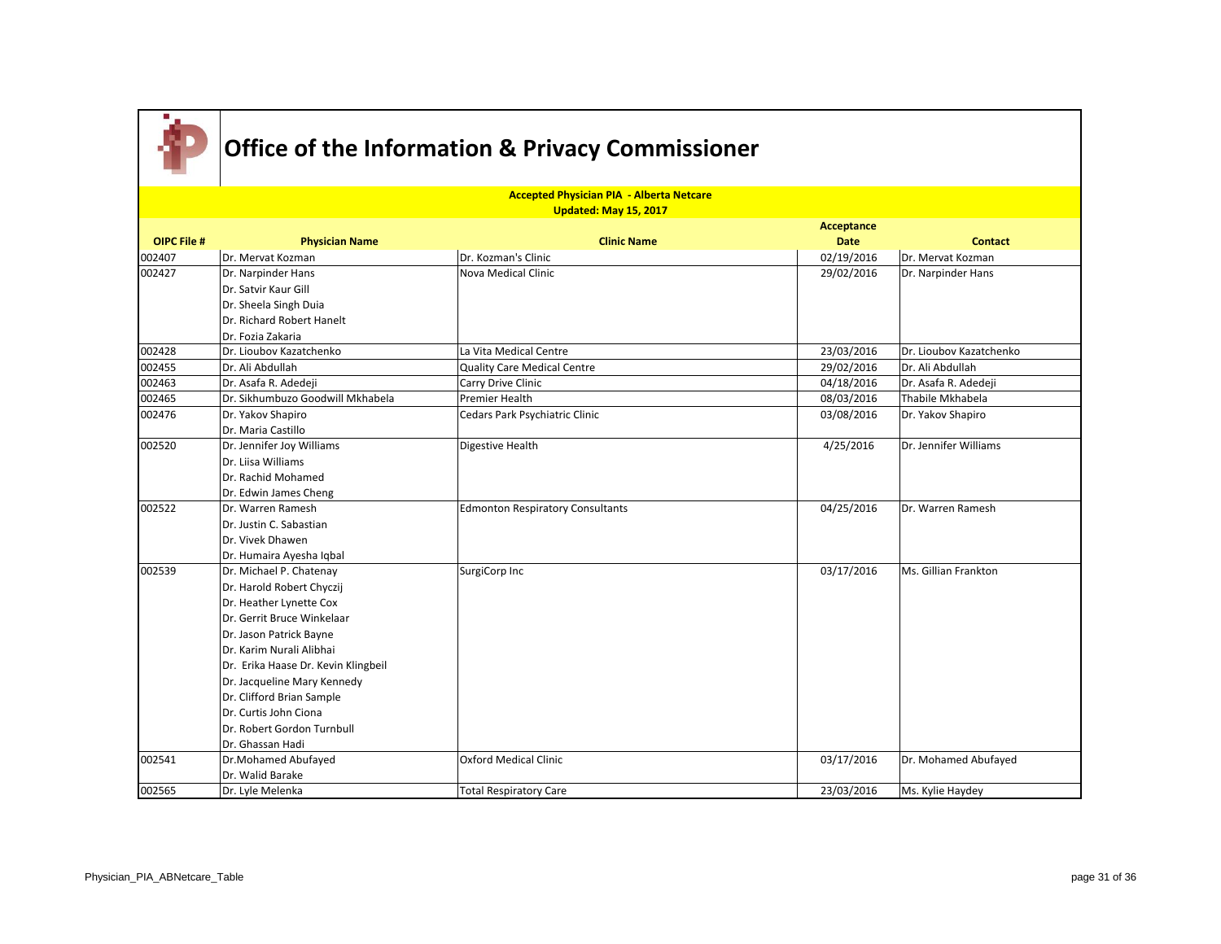# Office of the Information & Privacy Commissioner

**Accepted Physician PIA - Alberta Netcare**
**Updated: May 15, 2017**

| OIPC File # | Physician Name | Clinic Name | Acceptance Date | Contact |
|---|---|---|---|---|
| 002407 | Dr. Mervat Kozman | Dr. Kozman's Clinic | 02/19/2016 | Dr. Mervat Kozman |
| 002427 | Dr. Narpinder Hans<br>Dr. Satvir Kaur Gill<br>Dr. Sheela Singh Duia<br>Dr. Richard Robert Hanelt<br>Dr. Fozia Zakaria | Nova Medical Clinic | 29/02/2016 | Dr. Narpinder Hans |
| 002428 | Dr. Lioubov Kazatchenko | La Vita Medical Centre | 23/03/2016 | Dr. Lioubov Kazatchenko |
| 002455 | Dr. Ali Abdullah | Quality Care Medical Centre | 29/02/2016 | Dr. Ali Abdullah |
| 002463 | Dr. Asafa R. Adedeji | Carry Drive Clinic | 04/18/2016 | Dr. Asafa R. Adedeji |
| 002465 | Dr. Sikhumbuzo Goodwill Mkhabela | Premier Health | 08/03/2016 | Thabile Mkhabela |
| 002476 | Dr. Yakov Shapiro<br>Dr. Maria Castillo | Cedars Park Psychiatric Clinic | 03/08/2016 | Dr. Yakov Shapiro |
| 002520 | Dr. Jennifer Joy Williams<br>Dr. Liisa Williams<br>Dr. Rachid Mohamed<br>Dr. Edwin James Cheng | Digestive Health | 4/25/2016 | Dr. Jennifer Williams |
| 002522 | Dr. Warren Ramesh<br>Dr. Justin C. Sabastian<br>Dr. Vivek Dhawen<br>Dr. Humaira Ayesha Iqbal | Edmonton Respiratory Consultants | 04/25/2016 | Dr. Warren Ramesh |
| 002539 | Dr. Michael P. Chatenay<br>Dr. Harold Robert Chyczij<br>Dr. Heather Lynette Cox<br>Dr. Gerrit Bruce Winkelaar<br>Dr. Jason Patrick Bayne<br>Dr. Karim Nurali Alibhai<br>Dr. Erika Haase Dr. Kevin Klingbeil<br>Dr. Jacqueline Mary Kennedy<br>Dr. Clifford Brian Sample<br>Dr. Curtis John Ciona<br>Dr. Robert Gordon Turnbull<br>Dr. Ghassan Hadi | SurgiCorp Inc | 03/17/2016 | Ms. Gillian Frankton |
| 002541 | Dr.Mohamed Abufayed<br>Dr. Walid Barake | Oxford Medical Clinic | 03/17/2016 | Dr. Mohamed Abufayed |
| 002565 | Dr. Lyle Melenka | Total Respiratory Care | 23/03/2016 | Ms. Kylie Haydey |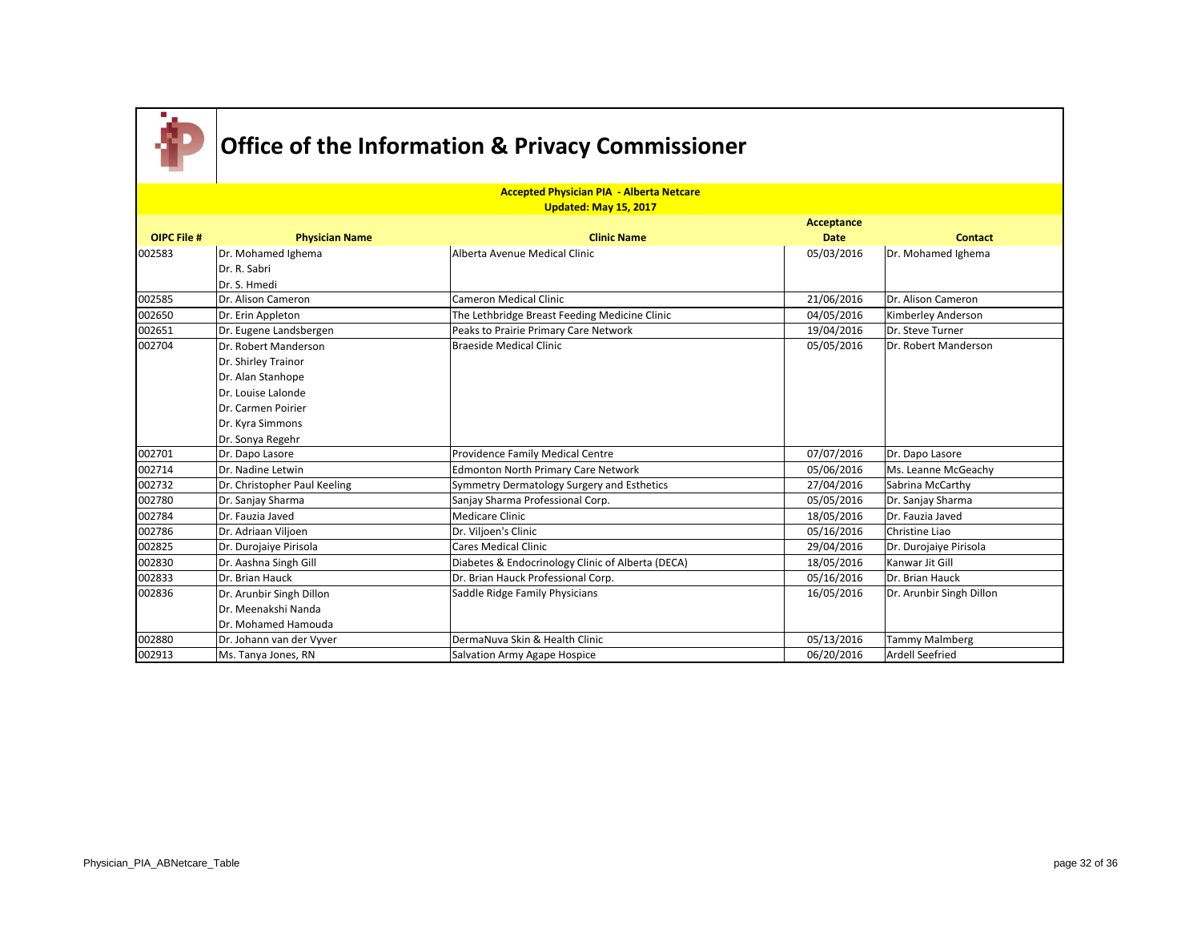# Office of the Information & Privacy Commissioner

**Accepted Physician PIA - Alberta Netcare**
**Updated: May 15, 2017**

| OIPC File # | Physician Name | Clinic Name | Acceptance Date | Contact |
|---|---|---|---|---|
| 002583 | Dr. Mohamed Ighema<br>Dr. R. Sabri<br>Dr. S. Hmedi | Alberta Avenue Medical Clinic | 05/03/2016 | Dr. Mohamed Ighema |
| 002585 | Dr. Alison Cameron | Cameron Medical Clinic | 21/06/2016 | Dr. Alison Cameron |
| 002650 | Dr. Erin Appleton | The Lethbridge Breast Feeding Medicine Clinic | 04/05/2016 | Kimberley Anderson |
| 002651 | Dr. Eugene Landsbergen | Peaks to Prairie Primary Care Network | 19/04/2016 | Dr. Steve Turner |
| 002704 | Dr. Robert Manderson<br>Dr. Shirley Trainor<br>Dr. Alan Stanhope<br>Dr. Louise Lalonde<br>Dr. Carmen Poirier<br>Dr. Kyra Simmons<br>Dr. Sonya Regehr | Braeside Medical Clinic | 05/05/2016 | Dr. Robert Manderson |
| 002701 | Dr. Dapo Lasore | Providence Family Medical Centre | 07/07/2016 | Dr. Dapo Lasore |
| 002714 | Dr. Nadine Letwin | Edmonton North Primary Care Network | 05/06/2016 | Ms. Leanne McGeachy |
| 002732 | Dr. Christopher Paul Keeling | Symmetry Dermatology Surgery and Esthetics | 27/04/2016 | Sabrina McCarthy |
| 002780 | Dr. Sanjay Sharma | Sanjay Sharma Professional Corp. | 05/05/2016 | Dr. Sanjay Sharma |
| 002784 | Dr. Fauzia Javed | Medicare Clinic | 18/05/2016 | Dr. Fauzia Javed |
| 002786 | Dr. Adriaan Viljoen | Dr. Viljoen's Clinic | 05/16/2016 | Christine Liao |
| 002825 | Dr. Durojaiye Pirisola | Cares Medical Clinic | 29/04/2016 | Dr. Durojaiye Pirisola |
| 002830 | Dr. Aashna Singh Gill | Diabetes & Endocrinology Clinic of Alberta (DECA) | 18/05/2016 | Kanwar Jit Gill |
| 002833 | Dr. Brian Hauck | Dr. Brian Hauck Professional Corp. | 05/16/2016 | Dr. Brian Hauck |
| 002836 | Dr. Arunbir Singh Dillon<br>Dr. Meenakshi Nanda<br>Dr. Mohamed Hamouda | Saddle Ridge Family Physicians | 16/05/2016 | Dr. Arunbir Singh Dillon |
| 002880 | Dr. Johann van der Vyver | DermaNuva Skin & Health Clinic | 05/13/2016 | Tammy Malmberg |
| 002913 | Ms. Tanya Jones, RN | Salvation Army Agape Hospice | 06/20/2016 | Ardell Seefried |

Physician_PIA_ABNetcare_Table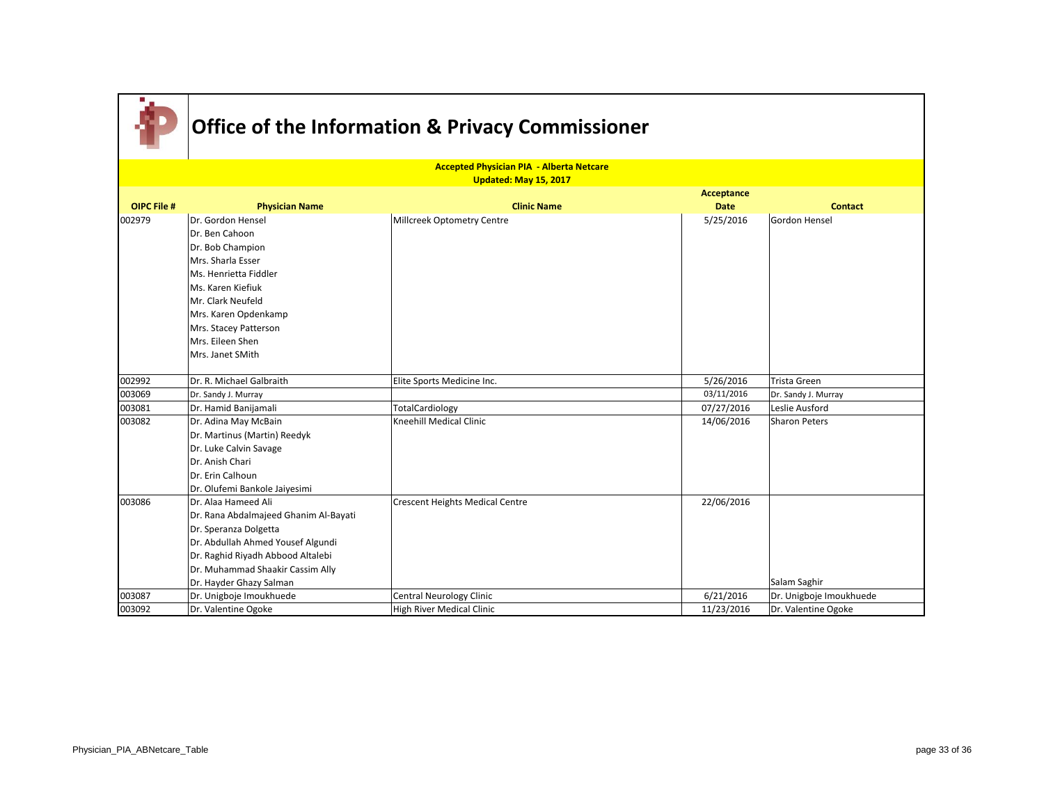# Office of the Information & Privacy Commissioner

**Accepted Physician PIA - Alberta Netcare**
**Updated: May 15, 2017**

| OIPC File # | Physician Name | Clinic Name | Acceptance Date | Contact |
|---|---|---|---|---|
| 002979 | Dr. Gordon Hensel<br>Dr. Ben Cahoon<br>Dr. Bob Champion<br>Mrs. Sharla Esser<br>Ms. Henrietta Fiddler<br>Ms. Karen Kiefiuk<br>Mr. Clark Neufeld<br>Mrs. Karen Opdenkamp<br>Mrs. Stacey Patterson<br>Mrs. Eileen Shen<br>Mrs. Janet SMith | Millcreek Optometry Centre | 5/25/2016 | Gordon Hensel |
| 002992 | Dr. R. Michael Galbraith | Elite Sports Medicine Inc. | 5/26/2016 | Trista Green |
| 003069 | Dr. Sandy J. Murray | | 03/11/2016 | Dr. Sandy J. Murray |
| 003081 | Dr. Hamid Banijamali | TotalCardiology | 07/27/2016 | Leslie Ausford |
| 003082 | Dr. Adina May McBain<br>Dr. Martinus (Martin) Reedyk<br>Dr. Luke Calvin Savage<br>Dr. Anish Chari<br>Dr. Erin Calhoun<br>Dr. Olufemi Bankole Jaiyesimi | Kneehill Medical Clinic | 14/06/2016 | Sharon Peters |
| 003086 | Dr. Alaa Hameed Ali<br>Dr. Rana Abdalmajeed Ghanim Al-Bayati<br>Dr. Speranza Dolgetta<br>Dr. Abdullah Ahmed Yousef Algundi<br>Dr. Raghid Riyadh Abbood Altalebi<br>Dr. Muhammad Shaakir Cassim Ally<br>Dr. Hayder Ghazy Salman | Crescent Heights Medical Centre | 22/06/2016 | Salam Saghir |
| 003087 | Dr. Unigboje Imoukhuede | Central Neurology Clinic | 6/21/2016 | Dr. Unigboje Imoukhuede |
| 003092 | Dr. Valentine Ogoke | High River Medical Clinic | 11/23/2016 | Dr. Valentine Ogoke |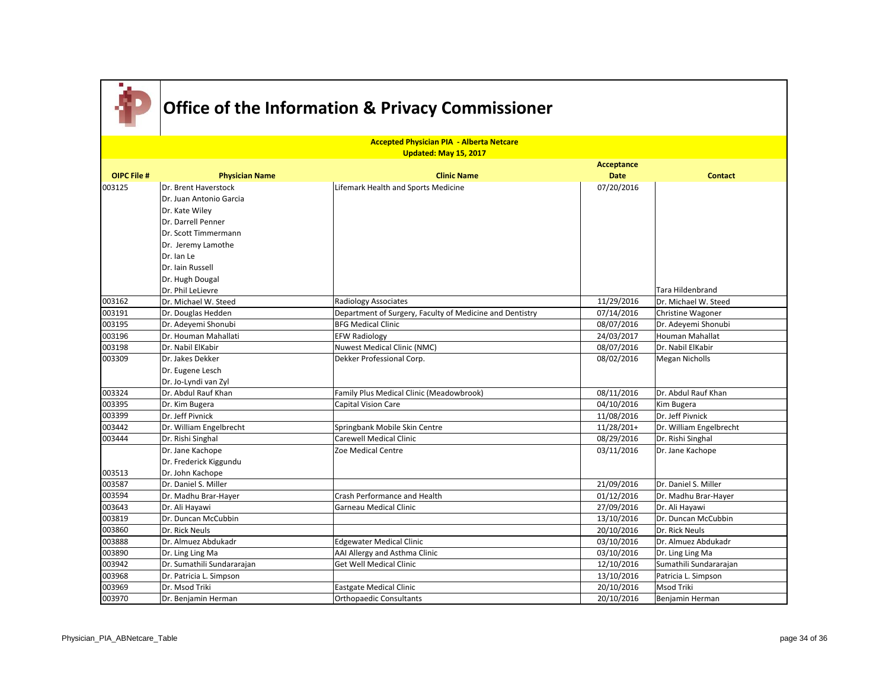# Office of the Information & Privacy Commissioner

**Accepted Physician PIA - Alberta Netcare**
**Updated: May 15, 2017**

| OIPC File # | Physician Name | Clinic Name | Acceptance Date | Contact |
|---|---|---|---|---|
| 003125 | Dr. Brent Haverstock<br>Dr. Juan Antonio Garcia<br>Dr. Kate Wiley<br>Dr. Darrell Penner<br>Dr. Scott Timmermann<br>Dr. Jeremy Lamothe<br>Dr. Ian Le<br>Dr. Iain Russell<br>Dr. Hugh Dougal<br>Dr. Phil LeLievre | Lifemark Health and Sports Medicine | 07/20/2016 | Tara Hildenbrand |
| 003162 | Dr. Michael W. Steed | Radiology Associates | 11/29/2016 | Dr. Michael W. Steed |
| 003191 | Dr. Douglas Hedden | Department of Surgery, Faculty of Medicine and Dentistry | 07/14/2016 | Christine Wagoner |
| 003195 | Dr. Adeyemi Shonubi | BFG Medical Clinic | 08/07/2016 | Dr. Adeyemi Shonubi |
| 003196 | Dr. Houman Mahallati | EFW Radiology | 24/03/2017 | Houman Mahallat |
| 003198 | Dr. Nabil ElKabir | Nuwest Medical Clinic (NMC) | 08/07/2016 | Dr. Nabil ElKabir |
| 003309 | Dr. Jakes Dekker<br>Dr. Eugene Lesch<br>Dr. Jo-Lyndi van Zyl | Dekker Professional Corp. | 08/02/2016 | Megan Nicholls |
| 003324 | Dr. Abdul Rauf Khan | Family Plus Medical Clinic (Meadowbrook) | 08/11/2016 | Dr. Abdul Rauf Khan |
| 003395 | Dr. Kim Bugera | Capital Vision Care | 04/10/2016 | Kim Bugera |
| 003399 | Dr. Jeff Pivnick | | 11/08/2016 | Dr. Jeff Pivnick |
| 003442 | Dr. William Engelbrecht | Springbank Mobile Skin Centre | 11/28/201+ | Dr. William Engelbrecht |
| 003444 | Dr. Rishi Singhal | Carewell Medical Clinic | 08/29/2016 | Dr. Rishi Singhal |
| 003513 | Dr. Jane Kachope<br>Dr. Frederick Kiggundu<br>Dr. John Kachope | Zoe Medical Centre | 03/11/2016 | Dr. Jane Kachope |
| 003587 | Dr. Daniel S. Miller | | 21/09/2016 | Dr. Daniel S. Miller |
| 003594 | Dr. Madhu Brar-Hayer | Crash Performance and Health | 01/12/2016 | Dr. Madhu Brar-Hayer |
| 003643 | Dr. Ali Hayawi | Garneau Medical Clinic | 27/09/2016 | Dr. Ali Hayawi |
| 003819 | Dr. Duncan McCubbin | | 13/10/2016 | Dr. Duncan McCubbin |
| 003860 | Dr. Rick Neuls | | 20/10/2016 | Dr. Rick Neuls |
| 003888 | Dr. Almuez Abdukadr | Edgewater Medical Clinic | 03/10/2016 | Dr. Almuez Abdukadr |
| 003890 | Dr. Ling Ling Ma | AAI Allergy and Asthma Clinic | 03/10/2016 | Dr. Ling Ling Ma |
| 003942 | Dr. Sumathili Sundararajan | Get Well Medical Clinic | 12/10/2016 | Sumathili Sundararajan |
| 003968 | Dr. Patricia L. Simpson | | 13/10/2016 | Patricia L. Simpson |
| 003969 | Dr. Msod Triki | Eastgate Medical Clinic | 20/10/2016 | Msod Triki |
| 003970 | Dr. Benjamin Herman | Orthopaedic Consultants | 20/10/2016 | Benjamin Herman |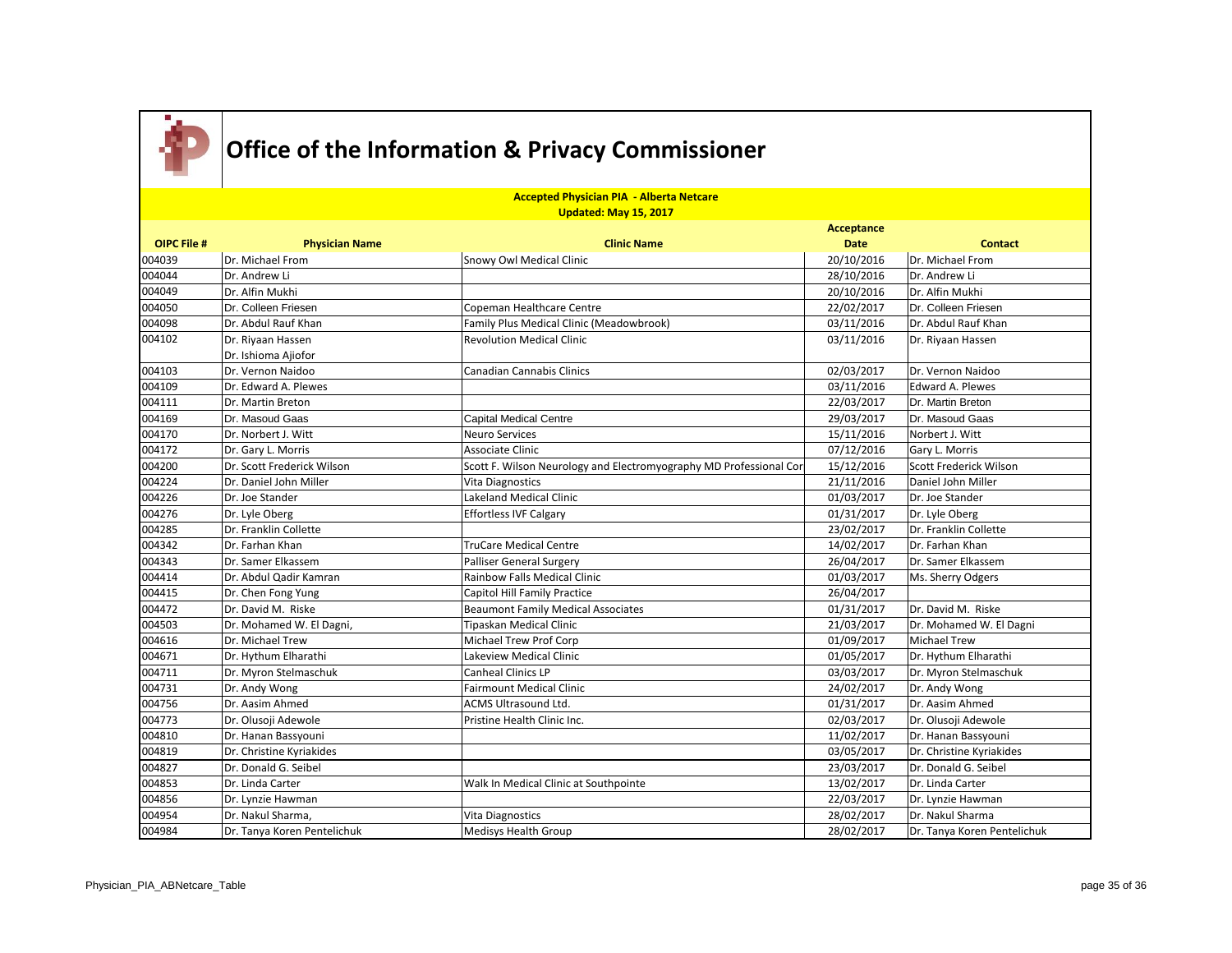# Office of the Information & Privacy Commissioner

**Accepted Physician PIA - Alberta Netcare**
**Updated: May 15, 2017**

| OIPC File # | Physician Name | Clinic Name | Acceptance Date | Contact |
|---|---|---|---|---|
| 004039 | Dr. Michael From | Snowy Owl Medical Clinic | 20/10/2016 | Dr. Michael From |
| 004044 | Dr. Andrew Li | | 28/10/2016 | Dr. Andrew Li |
| 004049 | Dr. Alfin Mukhi | | 20/10/2016 | Dr. Alfin Mukhi |
| 004050 | Dr. Colleen Friesen | Copeman Healthcare Centre | 22/02/2017 | Dr. Colleen Friesen |
| 004098 | Dr. Abdul Rauf Khan | Family Plus Medical Clinic (Meadowbrook) | 03/11/2016 | Dr. Abdul Rauf Khan |
| 004102 | Dr. Riyaan Hassen<br>Dr. Ishioma Ajiofor | Revolution Medical Clinic | 03/11/2016 | Dr. Riyaan Hassen |
| 004103 | Dr. Vernon Naidoo | Canadian Cannabis Clinics | 02/03/2017 | Dr. Vernon Naidoo |
| 004109 | Dr. Edward A. Plewes | | 03/11/2016 | Edward A. Plewes |
| 004111 | Dr. Martin Breton | | 22/03/2017 | Dr. Martin Breton |
| 004169 | Dr. Masoud Gaas | Capital Medical Centre | 29/03/2017 | Dr. Masoud Gaas |
| 004170 | Dr. Norbert J. Witt | Neuro Services | 15/11/2016 | Norbert J. Witt |
| 004172 | Dr. Gary L. Morris | Associate Clinic | 07/12/2016 | Gary L. Morris |
| 004200 | Dr. Scott Frederick Wilson | Scott F. Wilson Neurology and Electromyography MD Professional Cor | 15/12/2016 | Scott Frederick Wilson |
| 004224 | Dr. Daniel John Miller | Vita Diagnostics | 21/11/2016 | Daniel John Miller |
| 004226 | Dr. Joe Stander | Lakeland Medical Clinic | 01/03/2017 | Dr. Joe Stander |
| 004276 | Dr. Lyle Oberg | Effortless IVF Calgary | 01/31/2017 | Dr. Lyle Oberg |
| 004285 | Dr. Franklin Collette | | 23/02/2017 | Dr. Franklin Collette |
| 004342 | Dr. Farhan Khan | TruCare Medical Centre | 14/02/2017 | Dr. Farhan Khan |
| 004343 | Dr. Samer Elkassem | Palliser General Surgery | 26/04/2017 | Dr. Samer Elkassem |
| 004414 | Dr. Abdul Qadir Kamran | Rainbow Falls Medical Clinic | 01/03/2017 | Ms. Sherry Odgers |
| 004415 | Dr. Chen Fong Yung | Capitol Hill Family Practice | 26/04/2017 | |
| 004472 | Dr. David M. Riske | Beaumont Family Medical Associates | 01/31/2017 | Dr. David M. Riske |
| 004503 | Dr. Mohamed W. El Dagni, | Tipaskan Medical Clinic | 21/03/2017 | Dr. Mohamed W. El Dagni |
| 004616 | Dr. Michael Trew | Michael Trew Prof Corp | 01/09/2017 | Michael Trew |
| 004671 | Dr. Hythum Elharathi | Lakeview Medical Clinic | 01/05/2017 | Dr. Hythum Elharathi |
| 004711 | Dr. Myron Stelmaschuk | Canheal Clinics LP | 03/03/2017 | Dr. Myron Stelmaschuk |
| 004731 | Dr. Andy Wong | Fairmount Medical Clinic | 24/02/2017 | Dr. Andy Wong |
| 004756 | Dr. Aasim Ahmed | ACMS Ultrasound Ltd. | 01/31/2017 | Dr. Aasim Ahmed |
| 004773 | Dr. Olusoji Adewole | Pristine Health Clinic Inc. | 02/03/2017 | Dr. Olusoji Adewole |
| 004810 | Dr. Hanan Bassyouni | | 11/02/2017 | Dr. Hanan Bassyouni |
| 004819 | Dr. Christine Kyriakides | | 03/05/2017 | Dr. Christine Kyriakides |
| 004827 | Dr. Donald G. Seibel | | 23/03/2017 | Dr. Donald G. Seibel |
| 004853 | Dr. Linda Carter | Walk In Medical Clinic at Southpointe | 13/02/2017 | Dr. Linda Carter |
| 004856 | Dr. Lynzie Hawman | | 22/03/2017 | Dr. Lynzie Hawman |
| 004954 | Dr. Nakul Sharma, | Vita Diagnostics | 28/02/2017 | Dr. Nakul Sharma |
| 004984 | Dr. Tanya Koren Pentelichuk | Medisys Health Group | 28/02/2017 | Dr. Tanya Koren Pentelichuk |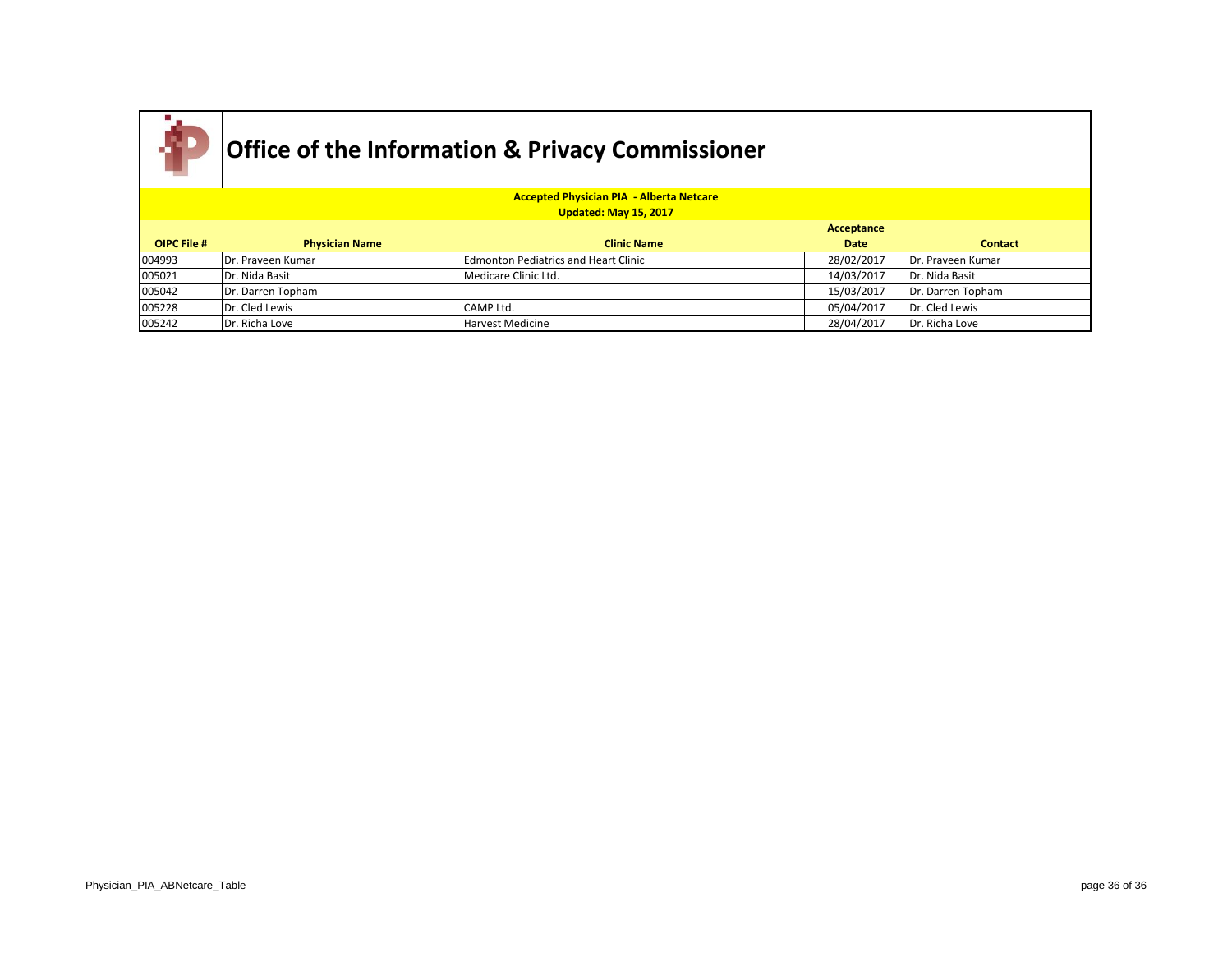# Office of the Information & Privacy Commissioner

**Accepted Physician PIA - Alberta Netcare**
**Updated: May 15, 2017**

| OIPC File # | Physician Name | Clinic Name | Acceptance Date | Contact |
|---|---|---|---|---|
| 004993 | Dr. Praveen Kumar | Edmonton Pediatrics and Heart Clinic | 28/02/2017 | Dr. Praveen Kumar |
| 005021 | Dr. Nida Basit | Medicare Clinic Ltd. | 14/03/2017 | Dr. Nida Basit |
| 005042 | Dr. Darren Topham | | 15/03/2017 | Dr. Darren Topham |
| 005228 | Dr. Cled Lewis | CAMP Ltd. | 05/04/2017 | Dr. Cled Lewis |
| 005242 | Dr. Richa Love | Harvest Medicine | 28/04/2017 | Dr. Richa Love |